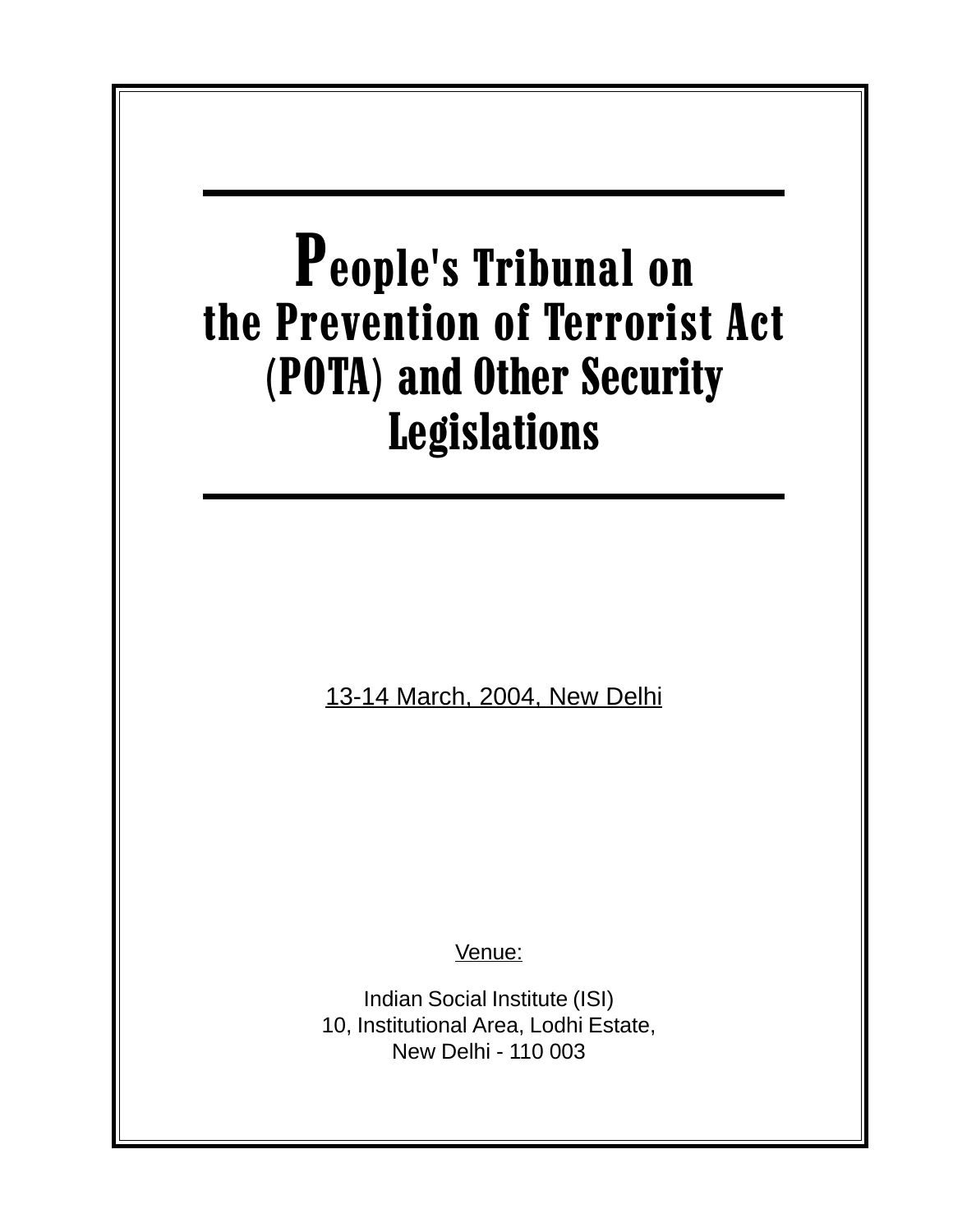# People's Tribunal on the Prevention of Terrorist Act (POTA) and Other Security Legislations

13-14 March, 2004, New Delhi

Venue:

Indian Social Institute (ISI)
10, Institutional Area, Lodhi Estate,
New Delhi - 110 003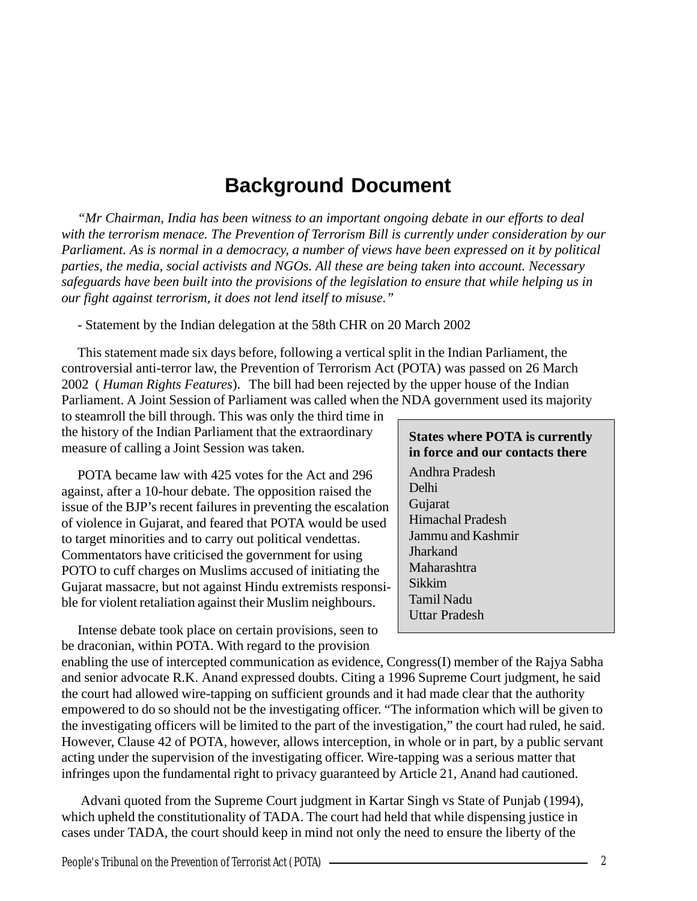# Background Document

*"Mr Chairman, India has been witness to an important ongoing debate in our efforts to deal with the terrorism menace. The Prevention of Terrorism Bill is currently under consideration by our Parliament. As is normal in a democracy, a number of views have been expressed on it by political parties, the media, social activists and NGOs. All these are being taken into account. Necessary safeguards have been built into the provisions of the legislation to ensure that while helping us in our fight against terrorism, it does not lend itself to misuse."*

- Statement by the Indian delegation at the 58th CHR on 20 March 2002

This statement made six days before, following a vertical split in the Indian Parliament, the controversial anti-terror law, the Prevention of Terrorism Act (POTA) was passed on 26 March 2002 ( *Human Rights Features*). The bill had been rejected by the upper house of the Indian Parliament. A Joint Session of Parliament was called when the NDA government used its majority to steamroll the bill through. This was only the third time in the history of the Indian Parliament that the extraordinary measure of calling a Joint Session was taken.

POTA became law with 425 votes for the Act and 296 against, after a 10-hour debate. The opposition raised the issue of the BJP's recent failures in preventing the escalation of violence in Gujarat, and feared that POTA would be used to target minorities and to carry out political vendettas. Commentators have criticised the government for using POTO to cuff charges on Muslims accused of initiating the Gujarat massacre, but not against Hindu extremists responsible for violent retaliation against their Muslim neighbours.

**States where POTA is currently in force and our contacts there**

Andhra Pradesh
Delhi
Gujarat
Himachal Pradesh
Jammu and Kashmir
Jharkand
Maharashtra
Sikkim
Tamil Nadu
Uttar Pradesh

Intense debate took place on certain provisions, seen to be draconian, within POTA. With regard to the provision enabling the use of intercepted communication as evidence, Congress(I) member of the Rajya Sabha and senior advocate R.K. Anand expressed doubts. Citing a 1996 Supreme Court judgment, he said the court had allowed wire-tapping on sufficient grounds and it had made clear that the authority empowered to do so should not be the investigating officer. "The information which will be given to the investigating officers will be limited to the part of the investigation," the court had ruled, he said. However, Clause 42 of POTA, however, allows interception, in whole or in part, by a public servant acting under the supervision of the investigating officer. Wire-tapping was a serious matter that infringes upon the fundamental right to privacy guaranteed by Article 21, Anand had cautioned.

Advani quoted from the Supreme Court judgment in Kartar Singh vs State of Punjab (1994), which upheld the constitutionality of TADA. The court had held that while dispensing justice in cases under TADA, the court should keep in mind not only the need to ensure the liberty of the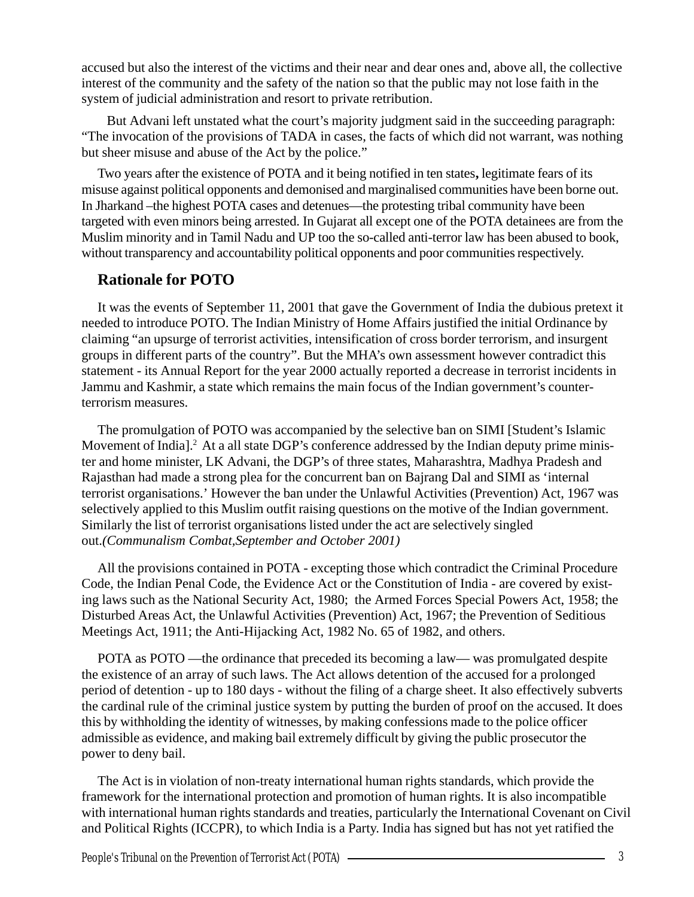accused but also the interest of the victims and their near and dear ones and, above all, the collective interest of the community and the safety of the nation so that the public may not lose faith in the system of judicial administration and resort to private retribution.

But Advani left unstated what the court's majority judgment said in the succeeding paragraph: "The invocation of the provisions of TADA in cases, the facts of which did not warrant, was nothing but sheer misuse and abuse of the Act by the police."

Two years after the existence of POTA and it being notified in ten states**,** legitimate fears of its misuse against political opponents and demonised and marginalised communities have been borne out. In Jharkand –the highest POTA cases and detenues—the protesting tribal community have been targeted with even minors being arrested. In Gujarat all except one of the POTA detainees are from the Muslim minority and in Tamil Nadu and UP too the so-called anti-terror law has been abused to book, without transparency and accountability political opponents and poor communities respectively.

## Rationale for POTO

It was the events of September 11, 2001 that gave the Government of India the dubious pretext it needed to introduce POTO. The Indian Ministry of Home Affairs justified the initial Ordinance by claiming "an upsurge of terrorist activities, intensification of cross border terrorism, and insurgent groups in different parts of the country". But the MHA's own assessment however contradict this statement - its Annual Report for the year 2000 actually reported a decrease in terrorist incidents in Jammu and Kashmir, a state which remains the main focus of the Indian government's counter-terrorism measures.

The promulgation of POTO was accompanied by the selective ban on SIMI [Student's Islamic Movement of India].[2] At a all state DGP's conference addressed by the Indian deputy prime minister and home minister, LK Advani, the DGP's of three states, Maharashtra, Madhya Pradesh and Rajasthan had made a strong plea for the concurrent ban on Bajrang Dal and SIMI as 'internal terrorist organisations.' However the ban under the Unlawful Activities (Prevention) Act, 1967 was selectively applied to this Muslim outfit raising questions on the motive of the Indian government. Similarly the list of terrorist organisations listed under the act are selectively singled out.*(Communalism Combat,September and October 2001)*

All the provisions contained in POTA - excepting those which contradict the Criminal Procedure Code, the Indian Penal Code, the Evidence Act or the Constitution of India - are covered by existing laws such as the National Security Act, 1980; the Armed Forces Special Powers Act, 1958; the Disturbed Areas Act, the Unlawful Activities (Prevention) Act, 1967; the Prevention of Seditious Meetings Act, 1911; the Anti-Hijacking Act, 1982 No. 65 of 1982, and others.

POTA as POTO —the ordinance that preceded its becoming a law— was promulgated despite the existence of an array of such laws. The Act allows detention of the accused for a prolonged period of detention - up to 180 days - without the filing of a charge sheet. It also effectively subverts the cardinal rule of the criminal justice system by putting the burden of proof on the accused. It does this by withholding the identity of witnesses, by making confessions made to the police officer admissible as evidence, and making bail extremely difficult by giving the public prosecutor the power to deny bail.

The Act is in violation of non-treaty international human rights standards, which provide the framework for the international protection and promotion of human rights. It is also incompatible with international human rights standards and treaties, particularly the International Covenant on Civil and Political Rights (ICCPR), to which India is a Party. India has signed but has not yet ratified the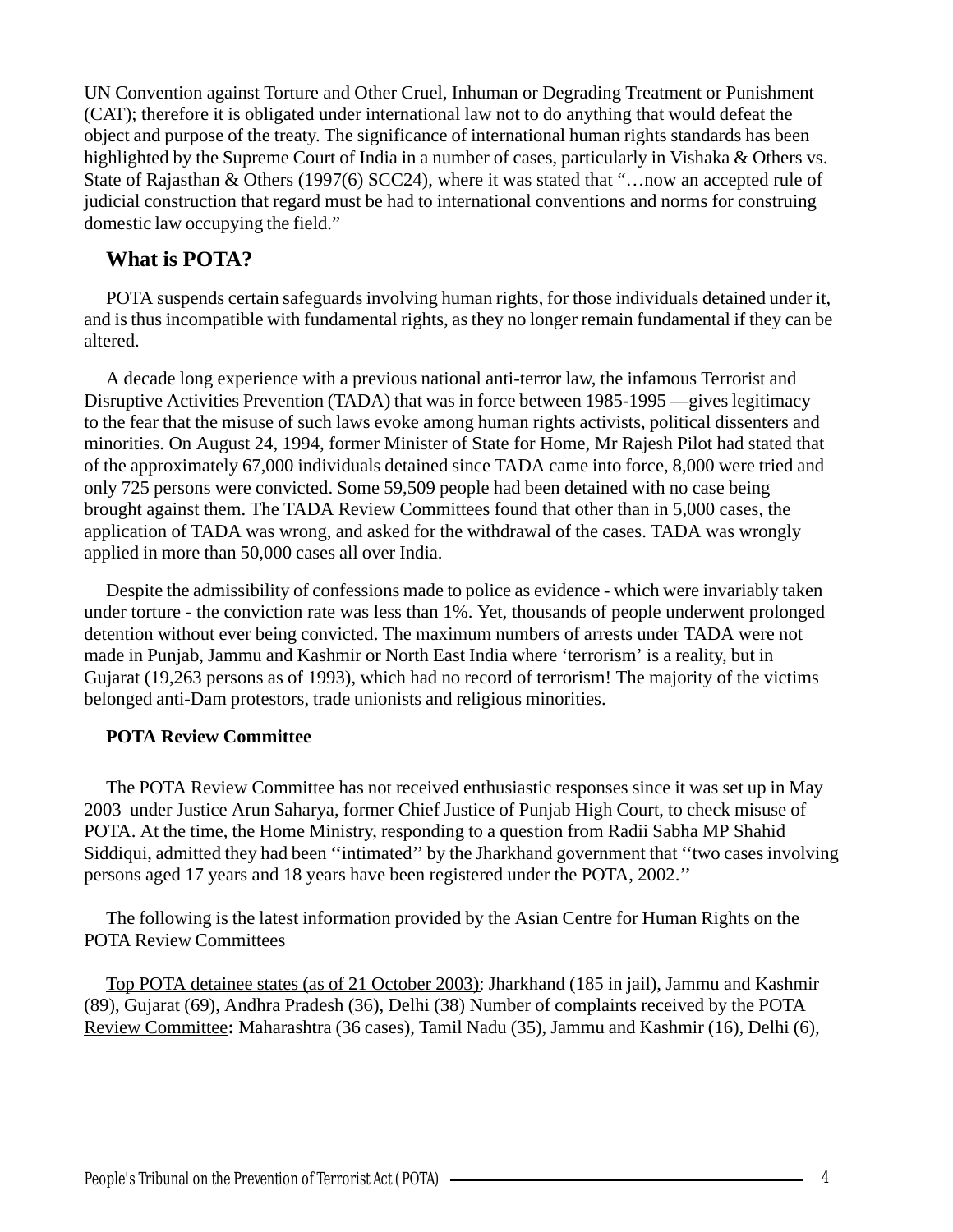UN Convention against Torture and Other Cruel, Inhuman or Degrading Treatment or Punishment (CAT); therefore it is obligated under international law not to do anything that would defeat the object and purpose of the treaty. The significance of international human rights standards has been highlighted by the Supreme Court of India in a number of cases, particularly in Vishaka & Others vs. State of Rajasthan & Others (1997(6) SCC24), where it was stated that "…now an accepted rule of judicial construction that regard must be had to international conventions and norms for construing domestic law occupying the field."

## What is POTA?

POTA suspends certain safeguards involving human rights, for those individuals detained under it, and is thus incompatible with fundamental rights, as they no longer remain fundamental if they can be altered.

A decade long experience with a previous national anti-terror law, the infamous Terrorist and Disruptive Activities Prevention (TADA) that was in force between 1985-1995 —gives legitimacy to the fear that the misuse of such laws evoke among human rights activists, political dissenters and minorities. On August 24, 1994, former Minister of State for Home, Mr Rajesh Pilot had stated that of the approximately 67,000 individuals detained since TADA came into force, 8,000 were tried and only 725 persons were convicted. Some 59,509 people had been detained with no case being brought against them. The TADA Review Committees found that other than in 5,000 cases, the application of TADA was wrong, and asked for the withdrawal of the cases. TADA was wrongly applied in more than 50,000 cases all over India.

Despite the admissibility of confessions made to police as evidence - which were invariably taken under torture - the conviction rate was less than 1%. Yet, thousands of people underwent prolonged detention without ever being convicted. The maximum numbers of arrests under TADA were not made in Punjab, Jammu and Kashmir or North East India where 'terrorism' is a reality, but in Gujarat (19,263 persons as of 1993), which had no record of terrorism! The majority of the victims belonged anti-Dam protestors, trade unionists and religious minorities.

**POTA Review Committee**

The POTA Review Committee has not received enthusiastic responses since it was set up in May 2003 under Justice Arun Saharya, former Chief Justice of Punjab High Court, to check misuse of POTA. At the time, the Home Ministry, responding to a question from Radii Sabha MP Shahid Siddiqui, admitted they had been ''intimated'' by the Jharkhand government that ''two cases involving persons aged 17 years and 18 years have been registered under the POTA, 2002.''

The following is the latest information provided by the Asian Centre for Human Rights on the POTA Review Committees

Top POTA detainee states (as of 21 October 2003): Jharkhand (185 in jail), Jammu and Kashmir (89), Gujarat (69), Andhra Pradesh (36), Delhi (38) Number of complaints received by the POTA Review Committee**:** Maharashtra (36 cases), Tamil Nadu (35), Jammu and Kashmir (16), Delhi (6),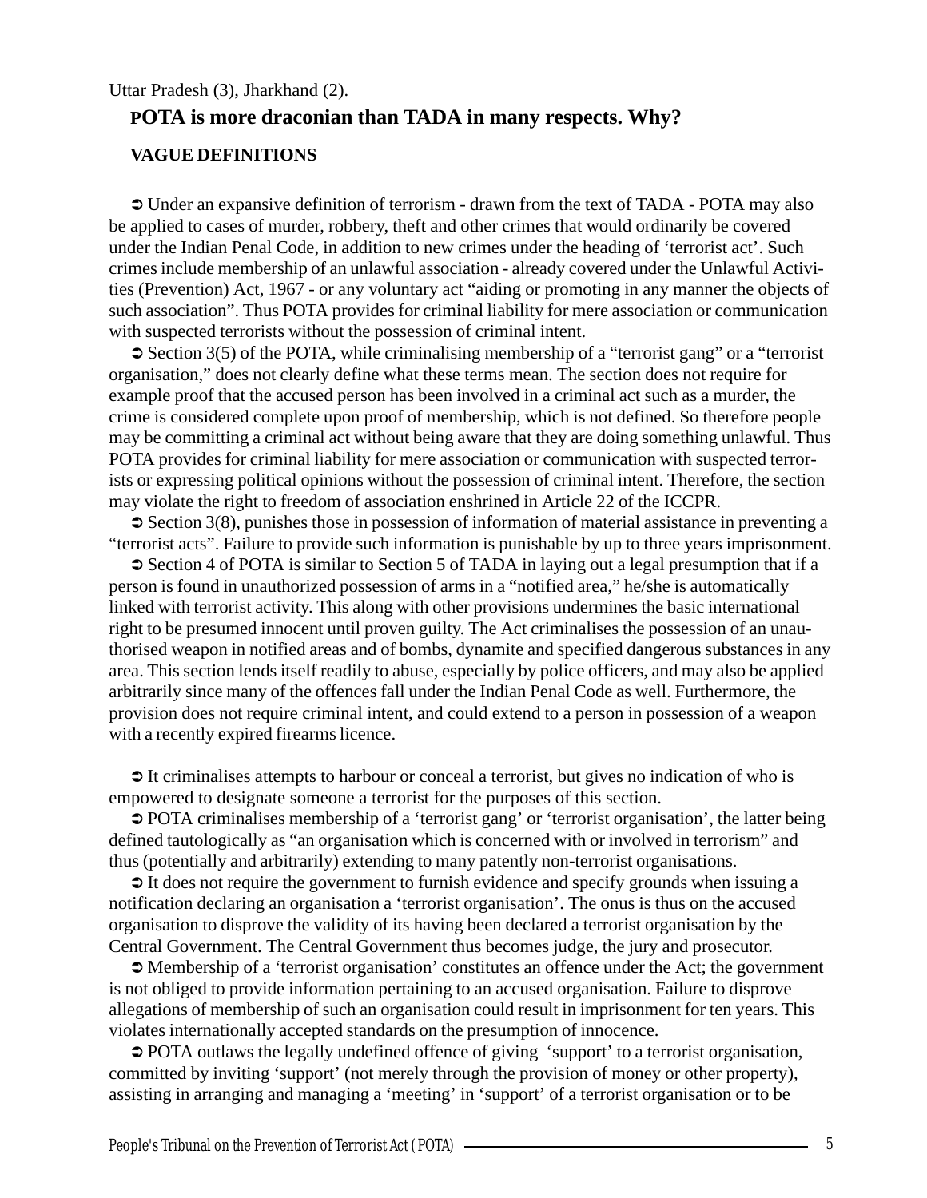Uttar Pradesh (3), Jharkhand (2).

## POTA is more draconian than TADA in many respects. Why?

### VAGUE DEFINITIONS

➲ Under an expansive definition of terrorism - drawn from the text of TADA - POTA may also be applied to cases of murder, robbery, theft and other crimes that would ordinarily be covered under the Indian Penal Code, in addition to new crimes under the heading of 'terrorist act'. Such crimes include membership of an unlawful association - already covered under the Unlawful Activities (Prevention) Act, 1967 - or any voluntary act "aiding or promoting in any manner the objects of such association". Thus POTA provides for criminal liability for mere association or communication with suspected terrorists without the possession of criminal intent.

➲ Section 3(5) of the POTA, while criminalising membership of a "terrorist gang" or a "terrorist organisation," does not clearly define what these terms mean. The section does not require for example proof that the accused person has been involved in a criminal act such as a murder, the crime is considered complete upon proof of membership, which is not defined. So therefore people may be committing a criminal act without being aware that they are doing something unlawful. Thus POTA provides for criminal liability for mere association or communication with suspected terrorists or expressing political opinions without the possession of criminal intent. Therefore, the section may violate the right to freedom of association enshrined in Article 22 of the ICCPR.

➲ Section 3(8), punishes those in possession of information of material assistance in preventing a "terrorist acts". Failure to provide such information is punishable by up to three years imprisonment.

➲ Section 4 of POTA is similar to Section 5 of TADA in laying out a legal presumption that if a person is found in unauthorized possession of arms in a "notified area," he/she is automatically linked with terrorist activity. This along with other provisions undermines the basic international right to be presumed innocent until proven guilty. The Act criminalises the possession of an unauthorised weapon in notified areas and of bombs, dynamite and specified dangerous substances in any area. This section lends itself readily to abuse, especially by police officers, and may also be applied arbitrarily since many of the offences fall under the Indian Penal Code as well. Furthermore, the provision does not require criminal intent, and could extend to a person in possession of a weapon with a recently expired firearms licence.

➲ It criminalises attempts to harbour or conceal a terrorist, but gives no indication of who is empowered to designate someone a terrorist for the purposes of this section.

➲ POTA criminalises membership of a 'terrorist gang' or 'terrorist organisation', the latter being defined tautologically as "an organisation which is concerned with or involved in terrorism" and thus (potentially and arbitrarily) extending to many patently non-terrorist organisations.

➲ It does not require the government to furnish evidence and specify grounds when issuing a notification declaring an organisation a 'terrorist organisation'. The onus is thus on the accused organisation to disprove the validity of its having been declared a terrorist organisation by the Central Government. The Central Government thus becomes judge, the jury and prosecutor.

➲ Membership of a 'terrorist organisation' constitutes an offence under the Act; the government is not obliged to provide information pertaining to an accused organisation. Failure to disprove allegations of membership of such an organisation could result in imprisonment for ten years. This violates internationally accepted standards on the presumption of innocence.

➲ POTA outlaws the legally undefined offence of giving 'support' to a terrorist organisation, committed by inviting 'support' (not merely through the provision of money or other property), assisting in arranging and managing a 'meeting' in 'support' of a terrorist organisation or to be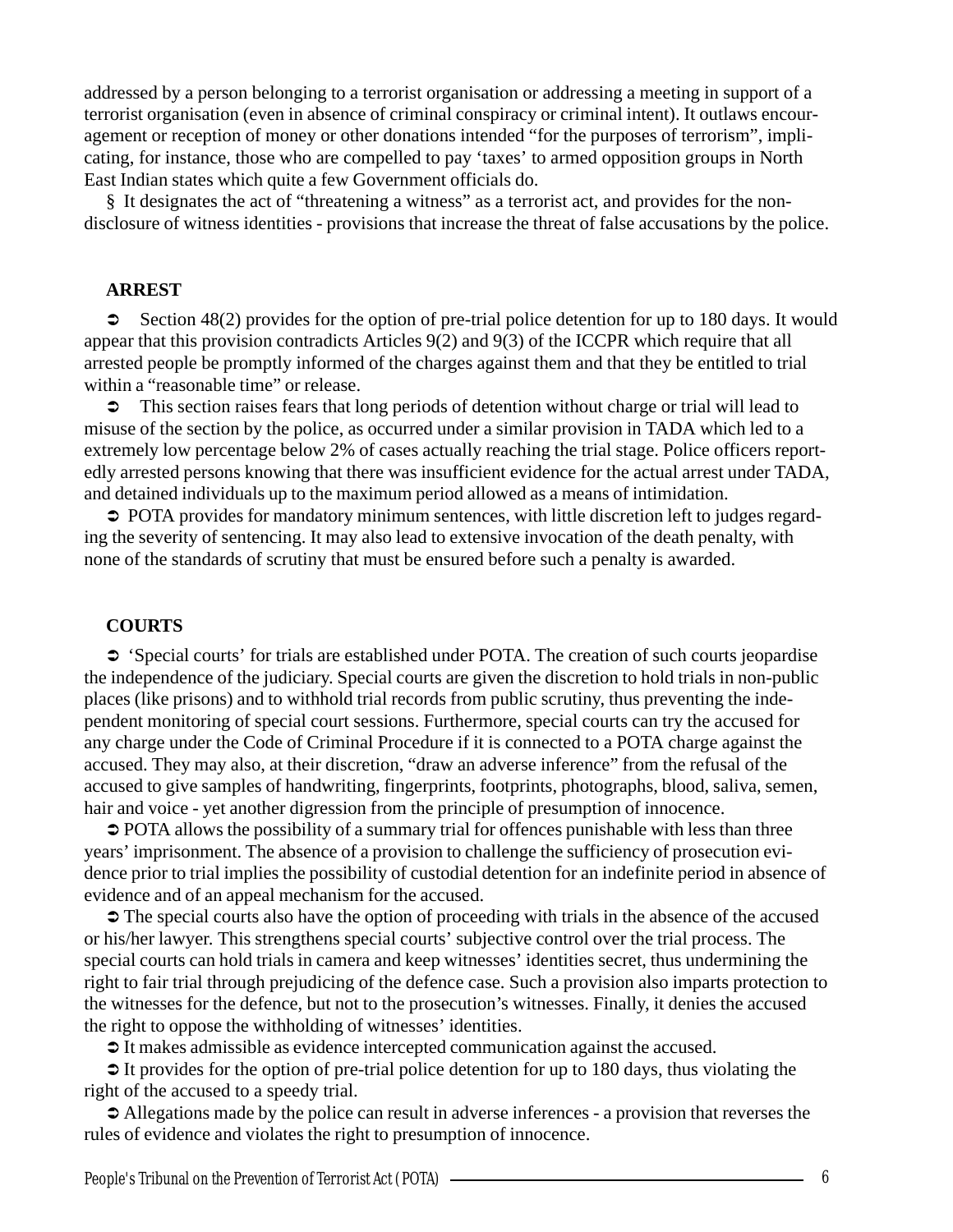addressed by a person belonging to a terrorist organisation or addressing a meeting in support of a terrorist organisation (even in absence of criminal conspiracy or criminal intent). It outlaws encouragement or reception of money or other donations intended "for the purposes of terrorism", implicating, for instance, those who are compelled to pay 'taxes' to armed opposition groups in North East Indian states which quite a few Government officials do.

§ It designates the act of "threatening a witness" as a terrorist act, and provides for the non-disclosure of witness identities - provisions that increase the threat of false accusations by the police.

**ARREST**

➲ Section 48(2) provides for the option of pre-trial police detention for up to 180 days. It would appear that this provision contradicts Articles 9(2) and 9(3) of the ICCPR which require that all arrested people be promptly informed of the charges against them and that they be entitled to trial within a "reasonable time" or release.

➲ This section raises fears that long periods of detention without charge or trial will lead to misuse of the section by the police, as occurred under a similar provision in TADA which led to a extremely low percentage below 2% of cases actually reaching the trial stage. Police officers reportedly arrested persons knowing that there was insufficient evidence for the actual arrest under TADA, and detained individuals up to the maximum period allowed as a means of intimidation.

➲ POTA provides for mandatory minimum sentences, with little discretion left to judges regarding the severity of sentencing. It may also lead to extensive invocation of the death penalty, with none of the standards of scrutiny that must be ensured before such a penalty is awarded.

**COURTS**

➲ 'Special courts' for trials are established under POTA. The creation of such courts jeopardise the independence of the judiciary. Special courts are given the discretion to hold trials in non-public places (like prisons) and to withhold trial records from public scrutiny, thus preventing the independent monitoring of special court sessions. Furthermore, special courts can try the accused for any charge under the Code of Criminal Procedure if it is connected to a POTA charge against the accused. They may also, at their discretion, "draw an adverse inference" from the refusal of the accused to give samples of handwriting, fingerprints, footprints, photographs, blood, saliva, semen, hair and voice - yet another digression from the principle of presumption of innocence.

➲ POTA allows the possibility of a summary trial for offences punishable with less than three years' imprisonment. The absence of a provision to challenge the sufficiency of prosecution evidence prior to trial implies the possibility of custodial detention for an indefinite period in absence of evidence and of an appeal mechanism for the accused.

➲ The special courts also have the option of proceeding with trials in the absence of the accused or his/her lawyer. This strengthens special courts' subjective control over the trial process. The special courts can hold trials in camera and keep witnesses' identities secret, thus undermining the right to fair trial through prejudicing of the defence case. Such a provision also imparts protection to the witnesses for the defence, but not to the prosecution's witnesses. Finally, it denies the accused the right to oppose the withholding of witnesses' identities.

➲ It makes admissible as evidence intercepted communication against the accused.

➲ It provides for the option of pre-trial police detention for up to 180 days, thus violating the right of the accused to a speedy trial.

➲ Allegations made by the police can result in adverse inferences - a provision that reverses the rules of evidence and violates the right to presumption of innocence.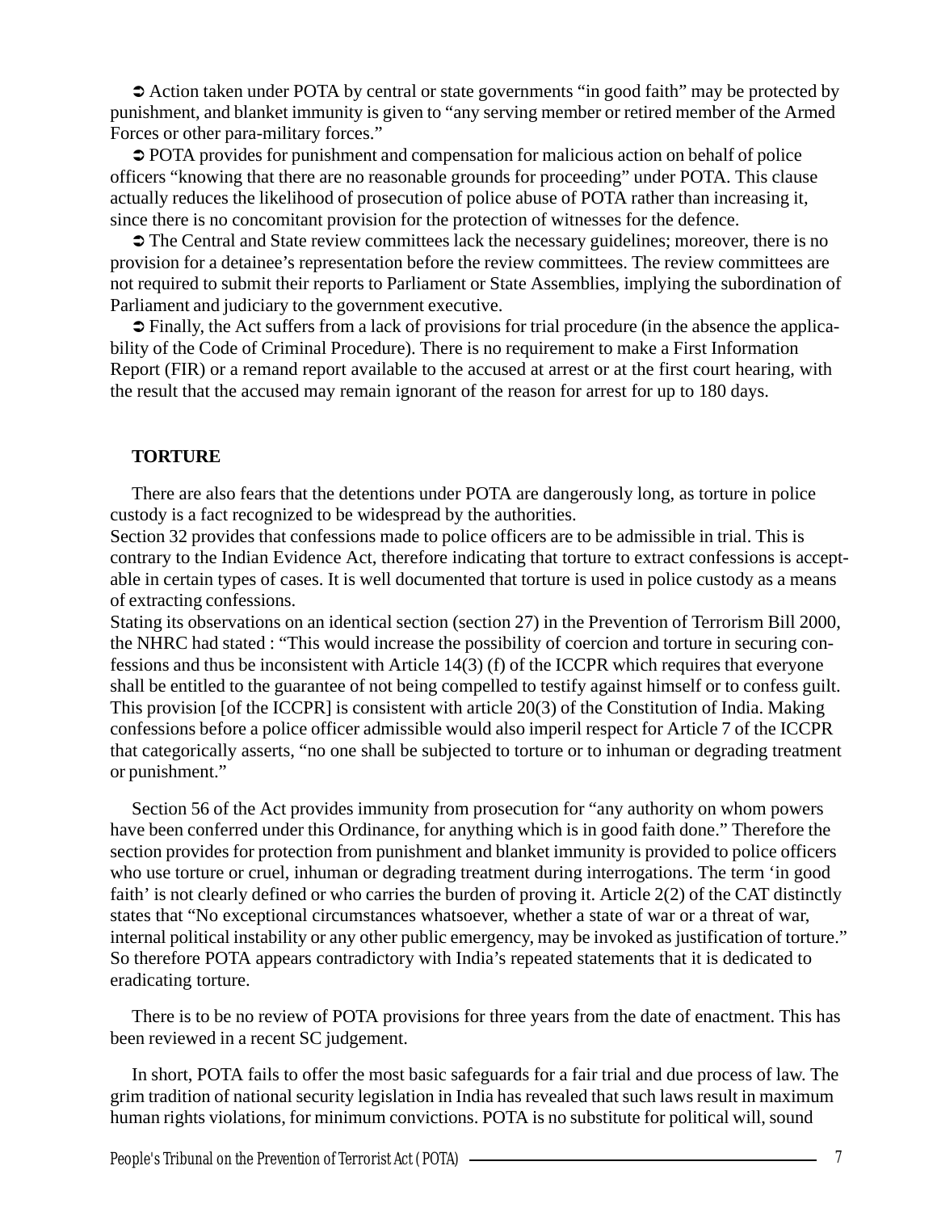➲ Action taken under POTA by central or state governments “in good faith” may be protected by punishment, and blanket immunity is given to “any serving member or retired member of the Armed Forces or other para-military forces.”

➲ POTA provides for punishment and compensation for malicious action on behalf of police officers “knowing that there are no reasonable grounds for proceeding” under POTA. This clause actually reduces the likelihood of prosecution of police abuse of POTA rather than increasing it, since there is no concomitant provision for the protection of witnesses for the defence.

➲ The Central and State review committees lack the necessary guidelines; moreover, there is no provision for a detainee’s representation before the review committees. The review committees are not required to submit their reports to Parliament or State Assemblies, implying the subordination of Parliament and judiciary to the government executive.

➲ Finally, the Act suffers from a lack of provisions for trial procedure (in the absence the applicability of the Code of Criminal Procedure). There is no requirement to make a First Information Report (FIR) or a remand report available to the accused at arrest or at the first court hearing, with the result that the accused may remain ignorant of the reason for arrest for up to 180 days.

## TORTURE

There are also fears that the detentions under POTA are dangerously long, as torture in police custody is a fact recognized to be widespread by the authorities.

Section 32 provides that confessions made to police officers are to be admissible in trial. This is contrary to the Indian Evidence Act, therefore indicating that torture to extract confessions is acceptable in certain types of cases. It is well documented that torture is used in police custody as a means of extracting confessions.

Stating its observations on an identical section (section 27) in the Prevention of Terrorism Bill 2000, the NHRC had stated : “This would increase the possibility of coercion and torture in securing confessions and thus be inconsistent with Article 14(3) (f) of the ICCPR which requires that everyone shall be entitled to the guarantee of not being compelled to testify against himself or to confess guilt. This provision [of the ICCPR] is consistent with article 20(3) of the Constitution of India. Making confessions before a police officer admissible would also imperil respect for Article 7 of the ICCPR that categorically asserts, “no one shall be subjected to torture or to inhuman or degrading treatment or punishment.”

Section 56 of the Act provides immunity from prosecution for “any authority on whom powers have been conferred under this Ordinance, for anything which is in good faith done.” Therefore the section provides for protection from punishment and blanket immunity is provided to police officers who use torture or cruel, inhuman or degrading treatment during interrogations. The term ‘in good faith’ is not clearly defined or who carries the burden of proving it. Article 2(2) of the CAT distinctly states that “No exceptional circumstances whatsoever, whether a state of war or a threat of war, internal political instability or any other public emergency, may be invoked as justification of torture.” So therefore POTA appears contradictory with India’s repeated statements that it is dedicated to eradicating torture.

There is to be no review of POTA provisions for three years from the date of enactment. This has been reviewed in a recent SC judgement.

In short, POTA fails to offer the most basic safeguards for a fair trial and due process of law. The grim tradition of national security legislation in India has revealed that such laws result in maximum human rights violations, for minimum convictions. POTA is no substitute for political will, sound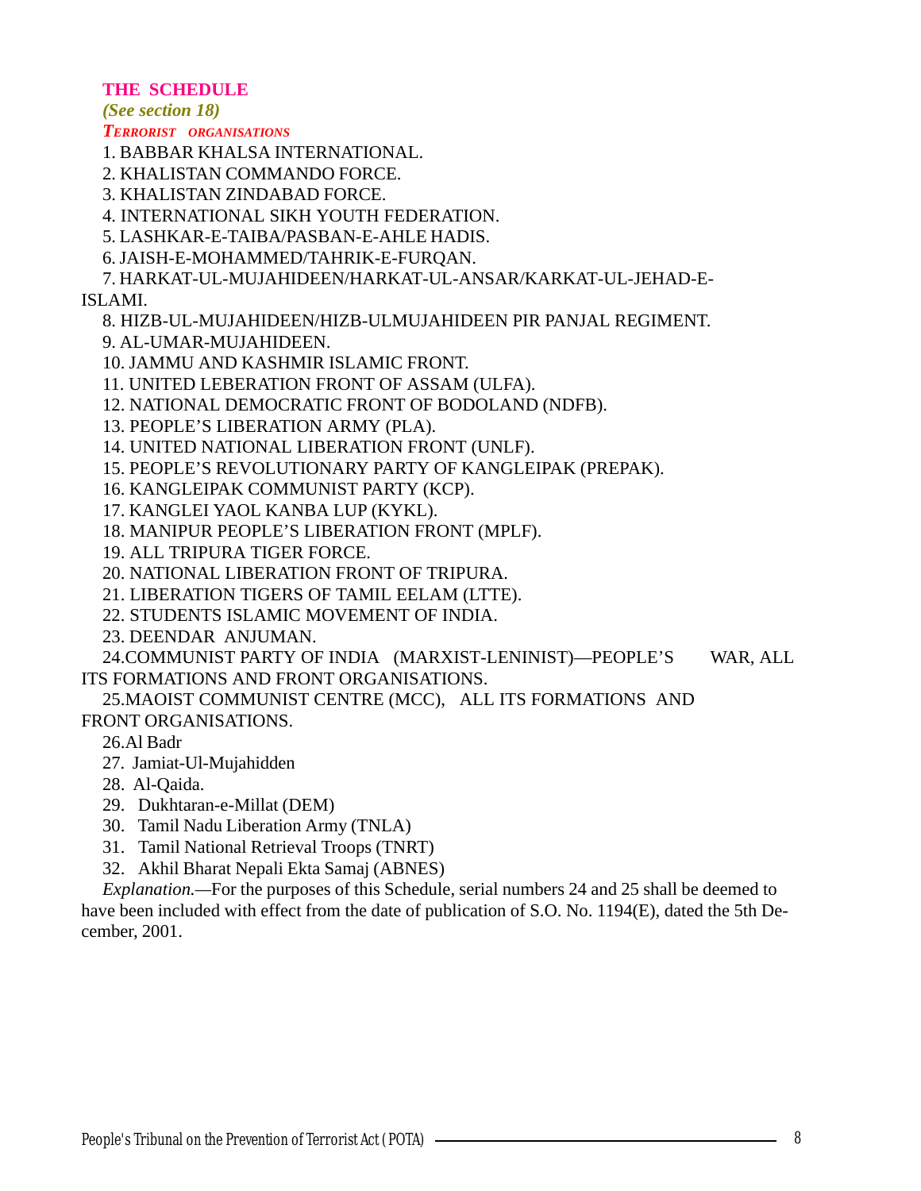## THE SCHEDULE

*(See section 18)*

***TERRORIST ORGANISATIONS***

1. BABBAR KHALSA INTERNATIONAL.
2. KHALISTAN COMMANDO FORCE.
3. KHALISTAN ZINDABAD FORCE.
4. INTERNATIONAL SIKH YOUTH FEDERATION.
5. LASHKAR-E-TAIBA/PASBAN-E-AHLE HADIS.
6. JAISH-E-MOHAMMED/TAHRIK-E-FURQAN.
7. HARKAT-UL-MUJAHIDEEN/HARKAT-UL-ANSAR/KARKAT-UL-JEHAD-E-ISLAMI.
8. HIZB-UL-MUJAHIDEEN/HIZB-ULMUJAHIDEEN PIR PANJAL REGIMENT.
9. AL-UMAR-MUJAHIDEEN.
10. JAMMU AND KASHMIR ISLAMIC FRONT.
11. UNITED LEBERATION FRONT OF ASSAM (ULFA).
12. NATIONAL DEMOCRATIC FRONT OF BODOLAND (NDFB).
13. PEOPLE'S LIBERATION ARMY (PLA).
14. UNITED NATIONAL LIBERATION FRONT (UNLF).
15. PEOPLE'S REVOLUTIONARY PARTY OF KANGLEIPAK (PREPAK).
16. KANGLEIPAK COMMUNIST PARTY (KCP).
17. KANGLEI YAOL KANBA LUP (KYKL).
18. MANIPUR PEOPLE'S LIBERATION FRONT (MPLF).
19. ALL TRIPURA TIGER FORCE.
20. NATIONAL LIBERATION FRONT OF TRIPURA.
21. LIBERATION TIGERS OF TAMIL EELAM (LTTE).
22. STUDENTS ISLAMIC MOVEMENT OF INDIA.
23. DEENDAR ANJUMAN.
24. COMMUNIST PARTY OF INDIA (MARXIST-LENINIST)—PEOPLE'S WAR, ALL ITS FORMATIONS AND FRONT ORGANISATIONS.
25. MAOIST COMMUNIST CENTRE (MCC), ALL ITS FORMATIONS AND FRONT ORGANISATIONS.
26. Al Badr
27. Jamiat-Ul-Mujahidden
28. Al-Qaida.
29. Dukhtaran-e-Millat (DEM)
30. Tamil Nadu Liberation Army (TNLA)
31. Tamil National Retrieval Troops (TNRT)
32. Akhil Bharat Nepali Ekta Samaj (ABNES)

*Explanation.*—For the purposes of this Schedule, serial numbers 24 and 25 shall be deemed to have been included with effect from the date of publication of S.O. No. 1194(E), dated the 5th December, 2001.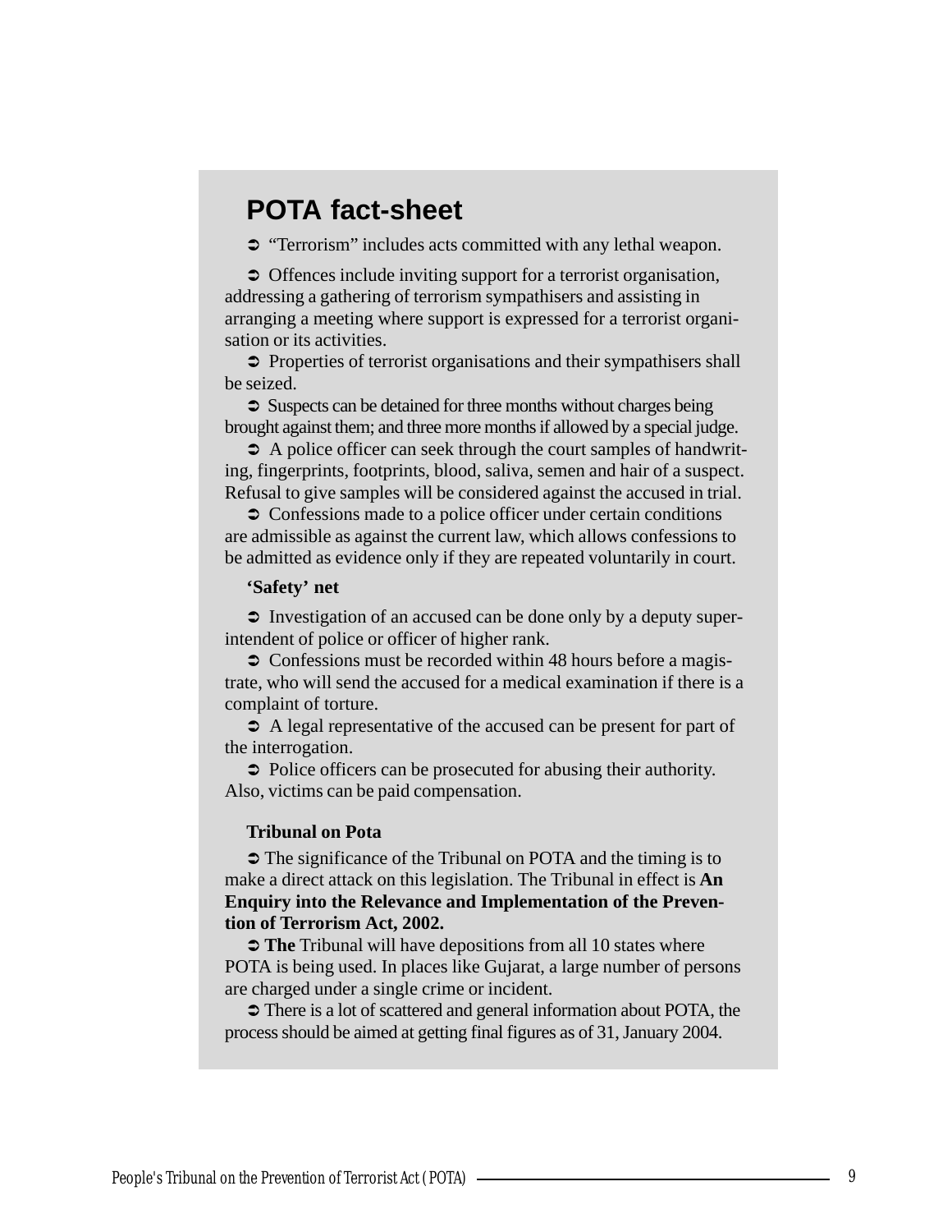## POTA fact-sheet

➲ "Terrorism" includes acts committed with any lethal weapon.

➲ Offences include inviting support for a terrorist organisation, addressing a gathering of terrorism sympathisers and assisting in arranging a meeting where support is expressed for a terrorist organisation or its activities.

➲ Properties of terrorist organisations and their sympathisers shall be seized.

➲ Suspects can be detained for three months without charges being brought against them; and three more months if allowed by a special judge.

➲ A police officer can seek through the court samples of handwriting, fingerprints, footprints, blood, saliva, semen and hair of a suspect. Refusal to give samples will be considered against the accused in trial.

➲ Confessions made to a police officer under certain conditions are admissible as against the current law, which allows confessions to be admitted as evidence only if they are repeated voluntarily in court.

**'Safety' net**

➲ Investigation of an accused can be done only by a deputy superintendent of police or officer of higher rank.

➲ Confessions must be recorded within 48 hours before a magistrate, who will send the accused for a medical examination if there is a complaint of torture.

➲ A legal representative of the accused can be present for part of the interrogation.

➲ Police officers can be prosecuted for abusing their authority. Also, victims can be paid compensation.

**Tribunal on Pota**

➲ The significance of the Tribunal on POTA and the timing is to make a direct attack on this legislation. The Tribunal in effect is **An Enquiry into the Relevance and Implementation of the Prevention of Terrorism Act, 2002.**

➲ **The** Tribunal will have depositions from all 10 states where POTA is being used. In places like Gujarat, a large number of persons are charged under a single crime or incident.

➲ There is a lot of scattered and general information about POTA, the process should be aimed at getting final figures as of 31, January 2004.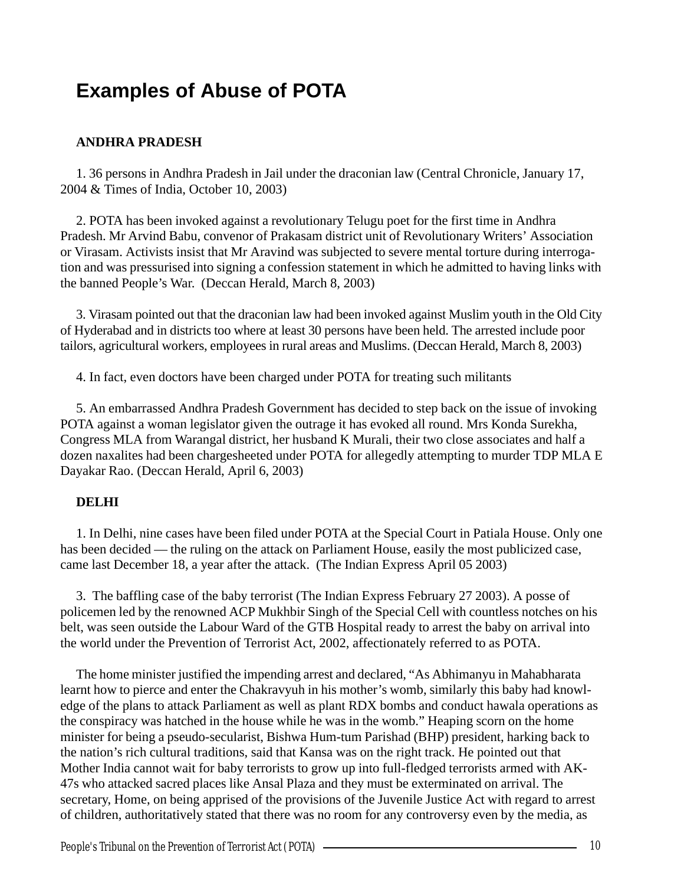# Examples of Abuse of POTA

### ANDHRA PRADESH

1. 36 persons in Andhra Pradesh in Jail under the draconian law (Central Chronicle, January 17, 2004 & Times of India, October 10, 2003)

2. POTA has been invoked against a revolutionary Telugu poet for the first time in Andhra Pradesh. Mr Arvind Babu, convenor of Prakasam district unit of Revolutionary Writers' Association or Virasam. Activists insist that Mr Aravind was subjected to severe mental torture during interrogation and was pressurised into signing a confession statement in which he admitted to having links with the banned People's War. (Deccan Herald, March 8, 2003)

3. Virasam pointed out that the draconian law had been invoked against Muslim youth in the Old City of Hyderabad and in districts too where at least 30 persons have been held. The arrested include poor tailors, agricultural workers, employees in rural areas and Muslims. (Deccan Herald, March 8, 2003)

4. In fact, even doctors have been charged under POTA for treating such militants

5. An embarrassed Andhra Pradesh Government has decided to step back on the issue of invoking POTA against a woman legislator given the outrage it has evoked all round. Mrs Konda Surekha, Congress MLA from Warangal district, her husband K Murali, their two close associates and half a dozen naxalites had been chargesheeted under POTA for allegedly attempting to murder TDP MLA E Dayakar Rao. (Deccan Herald, April 6, 2003)

### DELHI

1. In Delhi, nine cases have been filed under POTA at the Special Court in Patiala House. Only one has been decided — the ruling on the attack on Parliament House, easily the most publicized case, came last December 18, a year after the attack. (The Indian Express April 05 2003)

3. The baffling case of the baby terrorist (The Indian Express February 27 2003). A posse of policemen led by the renowned ACP Mukhbir Singh of the Special Cell with countless notches on his belt, was seen outside the Labour Ward of the GTB Hospital ready to arrest the baby on arrival into the world under the Prevention of Terrorist Act, 2002, affectionately referred to as POTA.

The home minister justified the impending arrest and declared, "As Abhimanyu in Mahabharata learnt how to pierce and enter the Chakravyuh in his mother's womb, similarly this baby had knowledge of the plans to attack Parliament as well as plant RDX bombs and conduct hawala operations as the conspiracy was hatched in the house while he was in the womb." Heaping scorn on the home minister for being a pseudo-secularist, Bishwa Hum-tum Parishad (BHP) president, harking back to the nation's rich cultural traditions, said that Kansa was on the right track. He pointed out that Mother India cannot wait for baby terrorists to grow up into full-fledged terrorists armed with AK-47s who attacked sacred places like Ansal Plaza and they must be exterminated on arrival. The secretary, Home, on being apprised of the provisions of the Juvenile Justice Act with regard to arrest of children, authoritatively stated that there was no room for any controversy even by the media, as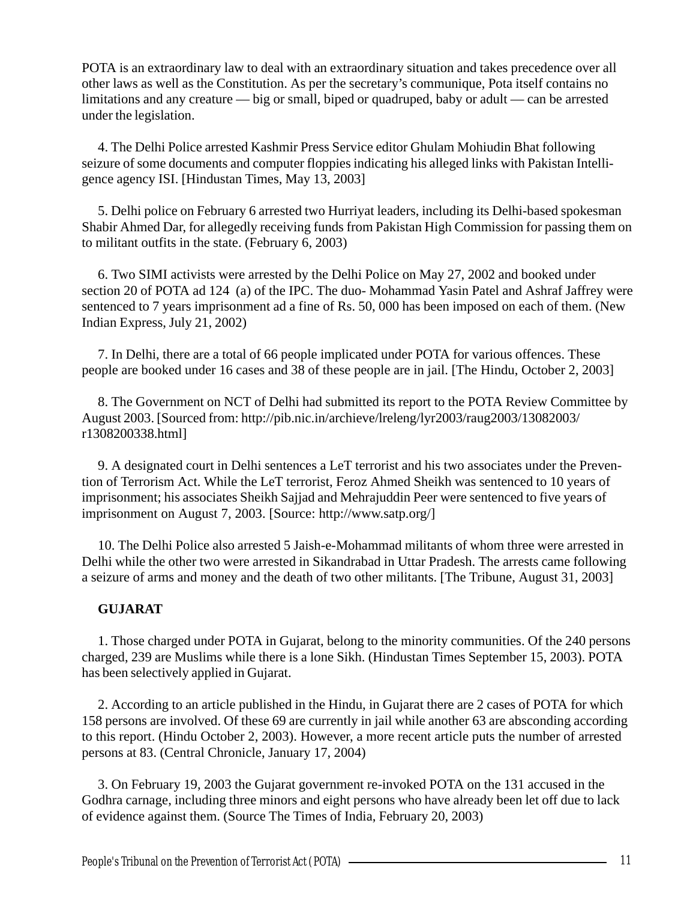POTA is an extraordinary law to deal with an extraordinary situation and takes precedence over all other laws as well as the Constitution. As per the secretary's communique, Pota itself contains no limitations and any creature — big or small, biped or quadruped, baby or adult — can be arrested under the legislation.

4. The Delhi Police arrested Kashmir Press Service editor Ghulam Mohiudin Bhat following seizure of some documents and computer floppies indicating his alleged links with Pakistan Intelligence agency ISI. [Hindustan Times, May 13, 2003]

5. Delhi police on February 6 arrested two Hurriyat leaders, including its Delhi-based spokesman Shabir Ahmed Dar, for allegedly receiving funds from Pakistan High Commission for passing them on to militant outfits in the state. (February 6, 2003)

6. Two SIMI activists were arrested by the Delhi Police on May 27, 2002 and booked under section 20 of POTA ad 124 (a) of the IPC. The duo- Mohammad Yasin Patel and Ashraf Jaffrey were sentenced to 7 years imprisonment ad a fine of Rs. 50, 000 has been imposed on each of them. (New Indian Express, July 21, 2002)

7. In Delhi, there are a total of 66 people implicated under POTA for various offences. These people are booked under 16 cases and 38 of these people are in jail. [The Hindu, October 2, 2003]

8. The Government on NCT of Delhi had submitted its report to the POTA Review Committee by August 2003. [Sourced from: http://pib.nic.in/archieve/lreleng/lyr2003/raug2003/13082003/r1308200338.html]

9. A designated court in Delhi sentences a LeT terrorist and his two associates under the Prevention of Terrorism Act. While the LeT terrorist, Feroz Ahmed Sheikh was sentenced to 10 years of imprisonment; his associates Sheikh Sajjad and Mehrajuddin Peer were sentenced to five years of imprisonment on August 7, 2003. [Source: http://www.satp.org/]

10. The Delhi Police also arrested 5 Jaish-e-Mohammad militants of whom three were arrested in Delhi while the other two were arrested in Sikandrabad in Uttar Pradesh. The arrests came following a seizure of arms and money and the death of two other militants. [The Tribune, August 31, 2003]

**GUJARAT**

1. Those charged under POTA in Gujarat, belong to the minority communities. Of the 240 persons charged, 239 are Muslims while there is a lone Sikh. (Hindustan Times September 15, 2003). POTA has been selectively applied in Gujarat.

2. According to an article published in the Hindu, in Gujarat there are 2 cases of POTA for which 158 persons are involved. Of these 69 are currently in jail while another 63 are absconding according to this report. (Hindu October 2, 2003). However, a more recent article puts the number of arrested persons at 83. (Central Chronicle, January 17, 2004)

3. On February 19, 2003 the Gujarat government re-invoked POTA on the 131 accused in the Godhra carnage, including three minors and eight persons who have already been let off due to lack of evidence against them. (Source The Times of India, February 20, 2003)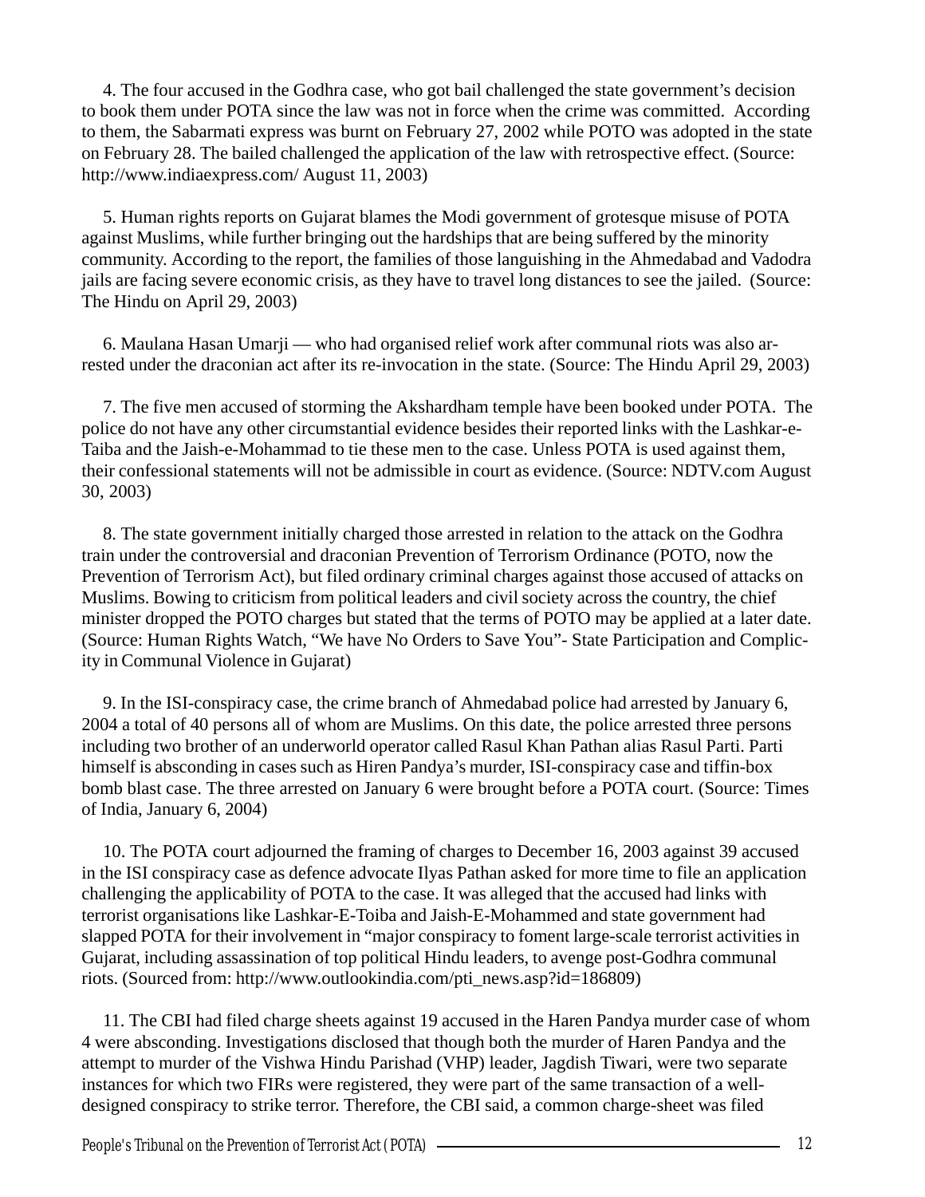4. The four accused in the Godhra case, who got bail challenged the state government's decision to book them under POTA since the law was not in force when the crime was committed. According to them, the Sabarmati express was burnt on February 27, 2002 while POTO was adopted in the state on February 28. The bailed challenged the application of the law with retrospective effect. (Source: http://www.indiaexpress.com/ August 11, 2003)

5. Human rights reports on Gujarat blames the Modi government of grotesque misuse of POTA against Muslims, while further bringing out the hardships that are being suffered by the minority community. According to the report, the families of those languishing in the Ahmedabad and Vadodra jails are facing severe economic crisis, as they have to travel long distances to see the jailed. (Source: The Hindu on April 29, 2003)

6. Maulana Hasan Umarji — who had organised relief work after communal riots was also arrested under the draconian act after its re-invocation in the state. (Source: The Hindu April 29, 2003)

7. The five men accused of storming the Akshardham temple have been booked under POTA. The police do not have any other circumstantial evidence besides their reported links with the Lashkar-e-Taiba and the Jaish-e-Mohammad to tie these men to the case. Unless POTA is used against them, their confessional statements will not be admissible in court as evidence. (Source: NDTV.com August 30, 2003)

8. The state government initially charged those arrested in relation to the attack on the Godhra train under the controversial and draconian Prevention of Terrorism Ordinance (POTO, now the Prevention of Terrorism Act), but filed ordinary criminal charges against those accused of attacks on Muslims. Bowing to criticism from political leaders and civil society across the country, the chief minister dropped the POTO charges but stated that the terms of POTO may be applied at a later date. (Source: Human Rights Watch, "We have No Orders to Save You"- State Participation and Complicity in Communal Violence in Gujarat)

9. In the ISI-conspiracy case, the crime branch of Ahmedabad police had arrested by January 6, 2004 a total of 40 persons all of whom are Muslims. On this date, the police arrested three persons including two brother of an underworld operator called Rasul Khan Pathan alias Rasul Parti. Parti himself is absconding in cases such as Hiren Pandya's murder, ISI-conspiracy case and tiffin-box bomb blast case. The three arrested on January 6 were brought before a POTA court. (Source: Times of India, January 6, 2004)

10. The POTA court adjourned the framing of charges to December 16, 2003 against 39 accused in the ISI conspiracy case as defence advocate Ilyas Pathan asked for more time to file an application challenging the applicability of POTA to the case. It was alleged that the accused had links with terrorist organisations like Lashkar-E-Toiba and Jaish-E-Mohammed and state government had slapped POTA for their involvement in "major conspiracy to foment large-scale terrorist activities in Gujarat, including assassination of top political Hindu leaders, to avenge post-Godhra communal riots. (Sourced from: http://www.outlookindia.com/pti_news.asp?id=186809)

11. The CBI had filed charge sheets against 19 accused in the Haren Pandya murder case of whom 4 were absconding. Investigations disclosed that though both the murder of Haren Pandya and the attempt to murder of the Vishwa Hindu Parishad (VHP) leader, Jagdish Tiwari, were two separate instances for which two FIRs were registered, they were part of the same transaction of a well-designed conspiracy to strike terror. Therefore, the CBI said, a common charge-sheet was filed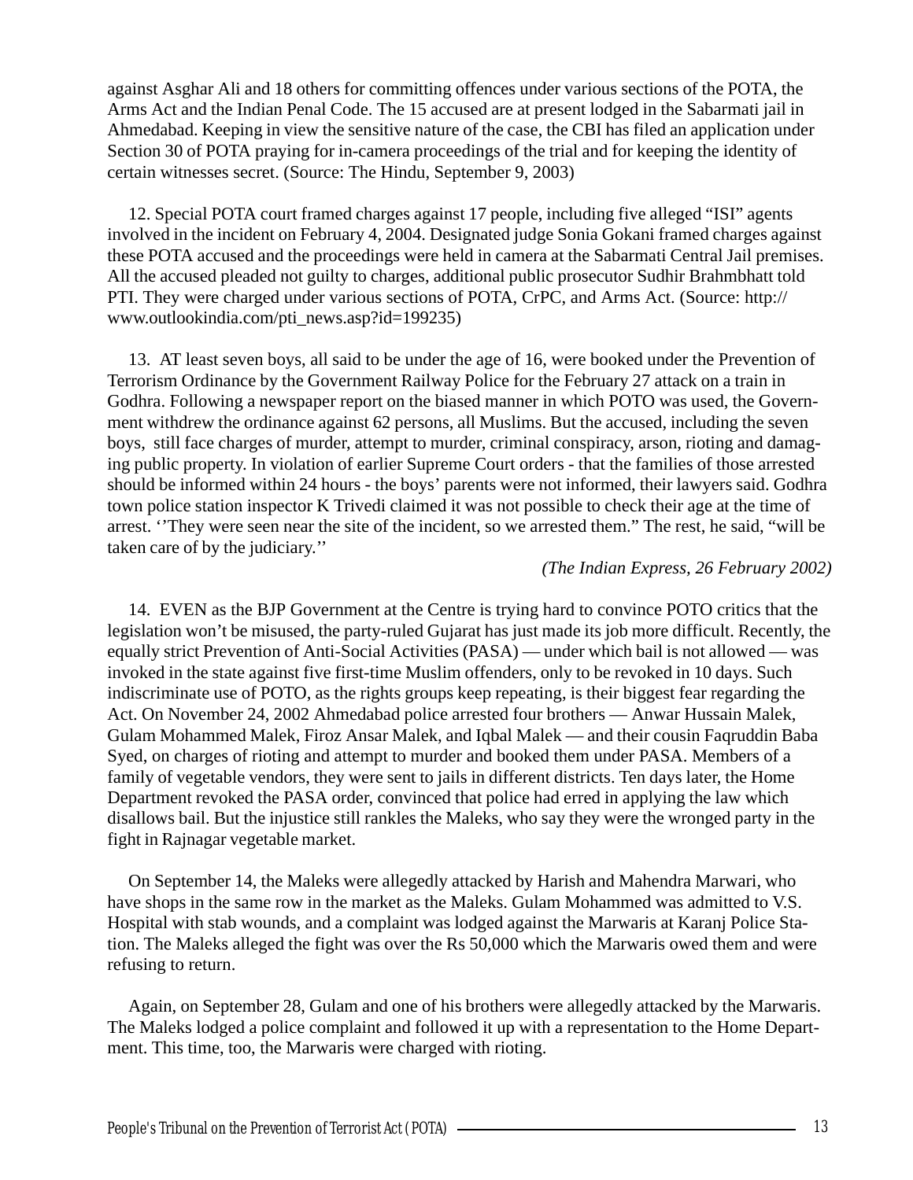against Asghar Ali and 18 others for committing offences under various sections of the POTA, the Arms Act and the Indian Penal Code. The 15 accused are at present lodged in the Sabarmati jail in Ahmedabad. Keeping in view the sensitive nature of the case, the CBI has filed an application under Section 30 of POTA praying for in-camera proceedings of the trial and for keeping the identity of certain witnesses secret. (Source: The Hindu, September 9, 2003)

12. Special POTA court framed charges against 17 people, including five alleged “ISI” agents involved in the incident on February 4, 2004. Designated judge Sonia Gokani framed charges against these POTA accused and the proceedings were held in camera at the Sabarmati Central Jail premises. All the accused pleaded not guilty to charges, additional public prosecutor Sudhir Brahmbhatt told PTI. They were charged under various sections of POTA, CrPC, and Arms Act. (Source: http://www.outlookindia.com/pti_news.asp?id=199235)

13. AT least seven boys, all said to be under the age of 16, were booked under the Prevention of Terrorism Ordinance by the Government Railway Police for the February 27 attack on a train in Godhra. Following a newspaper report on the biased manner in which POTO was used, the Government withdrew the ordinance against 62 persons, all Muslims. But the accused, including the seven boys, still face charges of murder, attempt to murder, criminal conspiracy, arson, rioting and damaging public property. In violation of earlier Supreme Court orders - that the families of those arrested should be informed within 24 hours - the boys’ parents were not informed, their lawyers said. Godhra town police station inspector K Trivedi claimed it was not possible to check their age at the time of arrest. ‘’They were seen near the site of the incident, so we arrested them.” The rest, he said, “will be taken care of by the judiciary.’’

*(The Indian Express, 26 February 2002)*

14. EVEN as the BJP Government at the Centre is trying hard to convince POTO critics that the legislation won’t be misused, the party-ruled Gujarat has just made its job more difficult. Recently, the equally strict Prevention of Anti-Social Activities (PASA) — under which bail is not allowed — was invoked in the state against five first-time Muslim offenders, only to be revoked in 10 days. Such indiscriminate use of POTO, as the rights groups keep repeating, is their biggest fear regarding the Act. On November 24, 2002 Ahmedabad police arrested four brothers — Anwar Hussain Malek, Gulam Mohammed Malek, Firoz Ansar Malek, and Iqbal Malek — and their cousin Faqruddin Baba Syed, on charges of rioting and attempt to murder and booked them under PASA. Members of a family of vegetable vendors, they were sent to jails in different districts. Ten days later, the Home Department revoked the PASA order, convinced that police had erred in applying the law which disallows bail. But the injustice still rankles the Maleks, who say they were the wronged party in the fight in Rajnagar vegetable market.

On September 14, the Maleks were allegedly attacked by Harish and Mahendra Marwari, who have shops in the same row in the market as the Maleks. Gulam Mohammed was admitted to V.S. Hospital with stab wounds, and a complaint was lodged against the Marwaris at Karanj Police Station. The Maleks alleged the fight was over the Rs 50,000 which the Marwaris owed them and were refusing to return.

Again, on September 28, Gulam and one of his brothers were allegedly attacked by the Marwaris. The Maleks lodged a police complaint and followed it up with a representation to the Home Department. This time, too, the Marwaris were charged with rioting.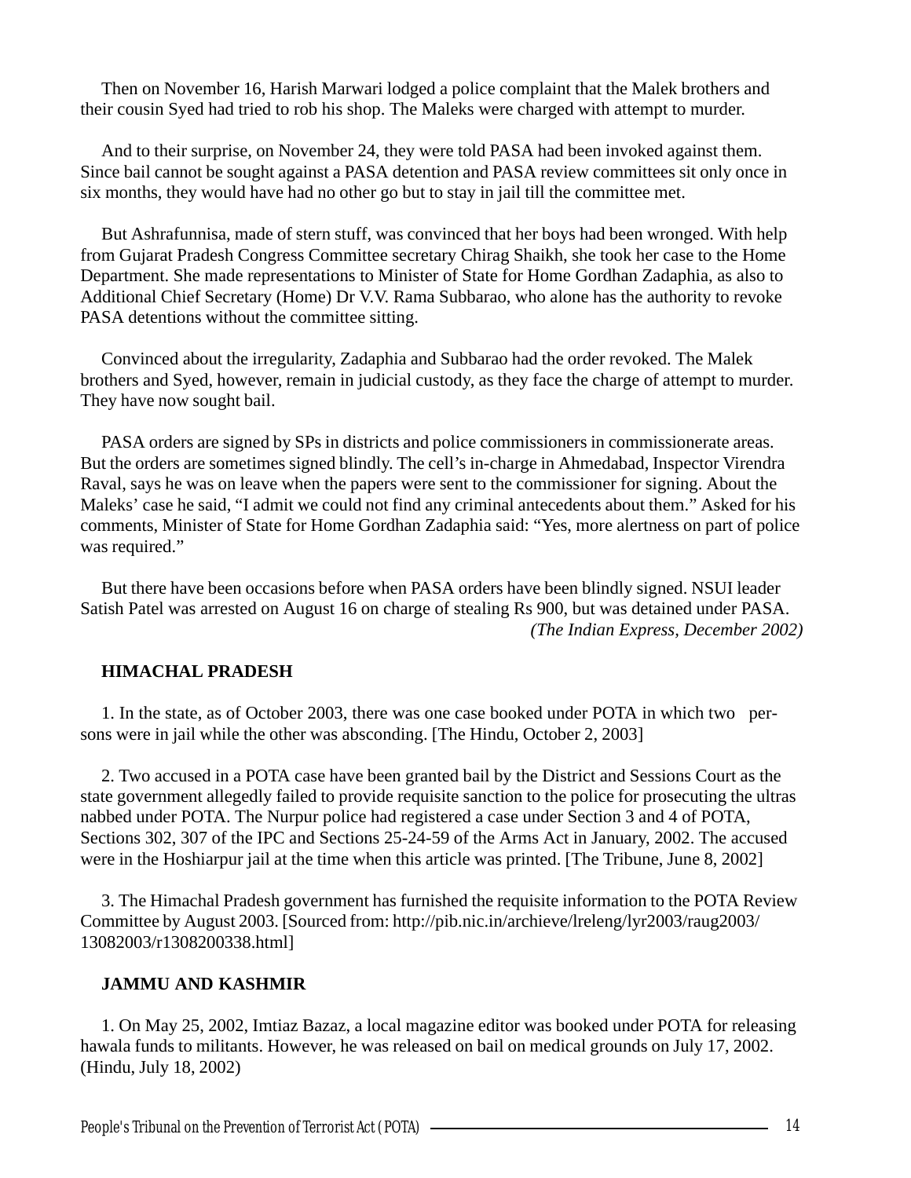Then on November 16, Harish Marwari lodged a police complaint that the Malek brothers and their cousin Syed had tried to rob his shop. The Maleks were charged with attempt to murder.

And to their surprise, on November 24, they were told PASA had been invoked against them. Since bail cannot be sought against a PASA detention and PASA review committees sit only once in six months, they would have had no other go but to stay in jail till the committee met.

But Ashrafunnisa, made of stern stuff, was convinced that her boys had been wronged. With help from Gujarat Pradesh Congress Committee secretary Chirag Shaikh, she took her case to the Home Department. She made representations to Minister of State for Home Gordhan Zadaphia, as also to Additional Chief Secretary (Home) Dr V.V. Rama Subbarao, who alone has the authority to revoke PASA detentions without the committee sitting.

Convinced about the irregularity, Zadaphia and Subbarao had the order revoked. The Malek brothers and Syed, however, remain in judicial custody, as they face the charge of attempt to murder. They have now sought bail.

PASA orders are signed by SPs in districts and police commissioners in commissionerate areas. But the orders are sometimes signed blindly. The cell's in-charge in Ahmedabad, Inspector Virendra Raval, says he was on leave when the papers were sent to the commissioner for signing. About the Maleks' case he said, "I admit we could not find any criminal antecedents about them." Asked for his comments, Minister of State for Home Gordhan Zadaphia said: "Yes, more alertness on part of police was required."

But there have been occasions before when PASA orders have been blindly signed. NSUI leader Satish Patel was arrested on August 16 on charge of stealing Rs 900, but was detained under PASA.
*(The Indian Express, December 2002)*

**HIMACHAL PRADESH**

1. In the state, as of October 2003, there was one case booked under POTA in which two persons were in jail while the other was absconding. [The Hindu, October 2, 2003]

2. Two accused in a POTA case have been granted bail by the District and Sessions Court as the state government allegedly failed to provide requisite sanction to the police for prosecuting the ultras nabbed under POTA. The Nurpur police had registered a case under Section 3 and 4 of POTA, Sections 302, 307 of the IPC and Sections 25-24-59 of the Arms Act in January, 2002. The accused were in the Hoshiarpur jail at the time when this article was printed. [The Tribune, June 8, 2002]

3. The Himachal Pradesh government has furnished the requisite information to the POTA Review Committee by August 2003. [Sourced from: http://pib.nic.in/archieve/lreleng/lyr2003/raug2003/13082003/r1308200338.html]

**JAMMU AND KASHMIR**

1. On May 25, 2002, Imtiaz Bazaz, a local magazine editor was booked under POTA for releasing hawala funds to militants. However, he was released on bail on medical grounds on July 17, 2002. (Hindu, July 18, 2002)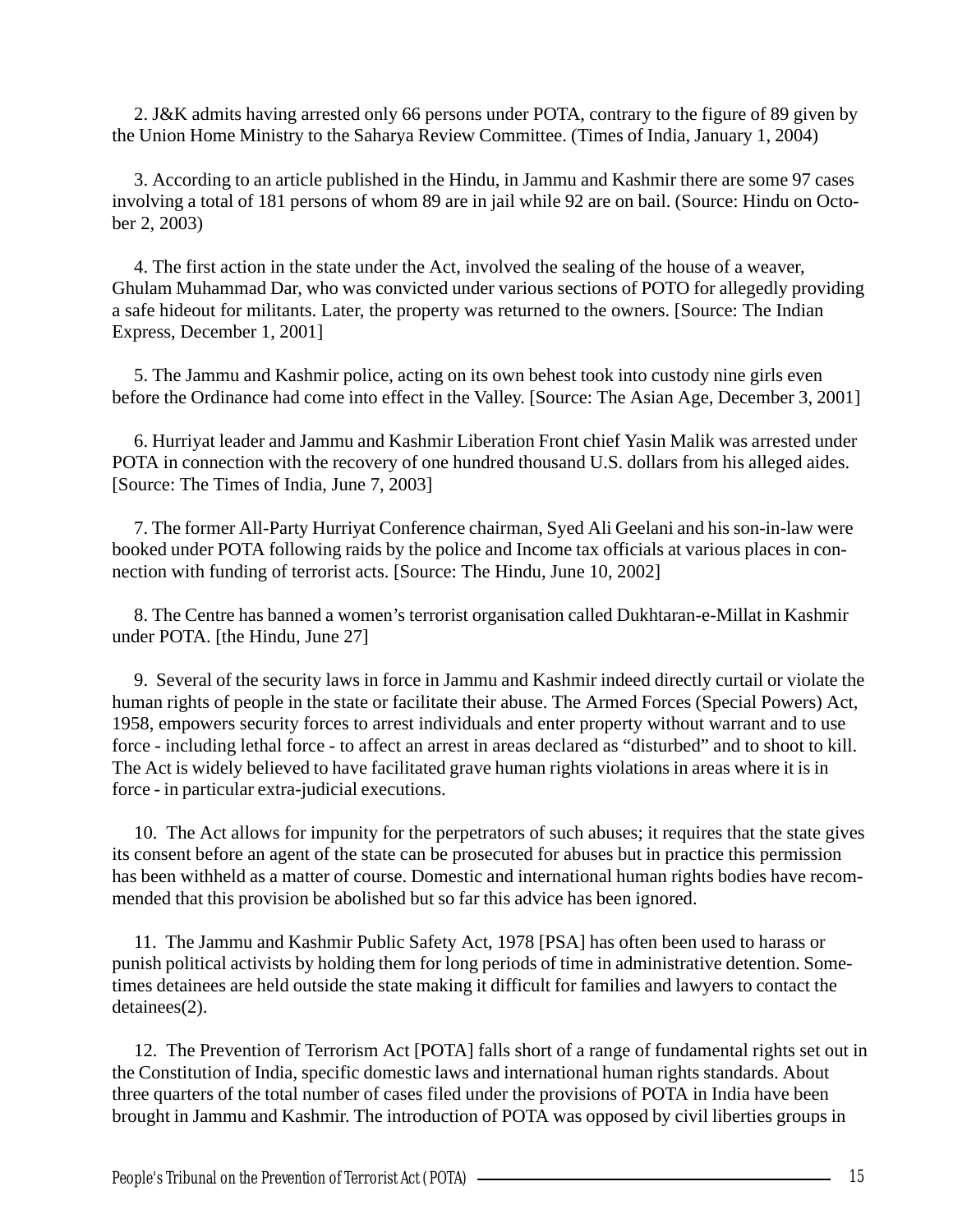2. J&K admits having arrested only 66 persons under POTA, contrary to the figure of 89 given by the Union Home Ministry to the Saharya Review Committee. (Times of India, January 1, 2004)

3. According to an article published in the Hindu, in Jammu and Kashmir there are some 97 cases involving a total of 181 persons of whom 89 are in jail while 92 are on bail. (Source: Hindu on October 2, 2003)

4. The first action in the state under the Act, involved the sealing of the house of a weaver, Ghulam Muhammad Dar, who was convicted under various sections of POTO for allegedly providing a safe hideout for militants. Later, the property was returned to the owners. [Source: The Indian Express, December 1, 2001]

5. The Jammu and Kashmir police, acting on its own behest took into custody nine girls even before the Ordinance had come into effect in the Valley. [Source: The Asian Age, December 3, 2001]

6. Hurriyat leader and Jammu and Kashmir Liberation Front chief Yasin Malik was arrested under POTA in connection with the recovery of one hundred thousand U.S. dollars from his alleged aides. [Source: The Times of India, June 7, 2003]

7. The former All-Party Hurriyat Conference chairman, Syed Ali Geelani and his son-in-law were booked under POTA following raids by the police and Income tax officials at various places in connection with funding of terrorist acts. [Source: The Hindu, June 10, 2002]

8. The Centre has banned a women's terrorist organisation called Dukhtaran-e-Millat in Kashmir under POTA. [the Hindu, June 27]

9. Several of the security laws in force in Jammu and Kashmir indeed directly curtail or violate the human rights of people in the state or facilitate their abuse. The Armed Forces (Special Powers) Act, 1958, empowers security forces to arrest individuals and enter property without warrant and to use force - including lethal force - to affect an arrest in areas declared as "disturbed" and to shoot to kill. The Act is widely believed to have facilitated grave human rights violations in areas where it is in force - in particular extra-judicial executions.

10. The Act allows for impunity for the perpetrators of such abuses; it requires that the state gives its consent before an agent of the state can be prosecuted for abuses but in practice this permission has been withheld as a matter of course. Domestic and international human rights bodies have recommended that this provision be abolished but so far this advice has been ignored.

11. The Jammu and Kashmir Public Safety Act, 1978 [PSA] has often been used to harass or punish political activists by holding them for long periods of time in administrative detention. Sometimes detainees are held outside the state making it difficult for families and lawyers to contact the detainees(2).

12. The Prevention of Terrorism Act [POTA] falls short of a range of fundamental rights set out in the Constitution of India, specific domestic laws and international human rights standards. About three quarters of the total number of cases filed under the provisions of POTA in India have been brought in Jammu and Kashmir. The introduction of POTA was opposed by civil liberties groups in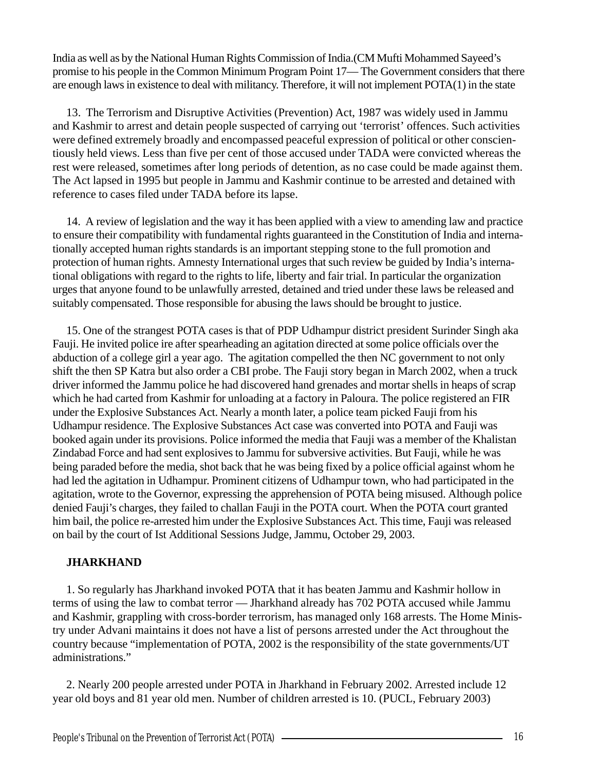India as well as by the National Human Rights Commission of India.(CM Mufti Mohammed Sayeed's promise to his people in the Common Minimum Program Point 17— The Government considers that there are enough laws in existence to deal with militancy. Therefore, it will not implement POTA(1) in the state

13. The Terrorism and Disruptive Activities (Prevention) Act, 1987 was widely used in Jammu and Kashmir to arrest and detain people suspected of carrying out 'terrorist' offences. Such activities were defined extremely broadly and encompassed peaceful expression of political or other conscientiously held views. Less than five per cent of those accused under TADA were convicted whereas the rest were released, sometimes after long periods of detention, as no case could be made against them. The Act lapsed in 1995 but people in Jammu and Kashmir continue to be arrested and detained with reference to cases filed under TADA before its lapse.

14. A review of legislation and the way it has been applied with a view to amending law and practice to ensure their compatibility with fundamental rights guaranteed in the Constitution of India and internationally accepted human rights standards is an important stepping stone to the full promotion and protection of human rights. Amnesty International urges that such review be guided by India's international obligations with regard to the rights to life, liberty and fair trial. In particular the organization urges that anyone found to be unlawfully arrested, detained and tried under these laws be released and suitably compensated. Those responsible for abusing the laws should be brought to justice.

15. One of the strangest POTA cases is that of PDP Udhampur district president Surinder Singh aka Fauji. He invited police ire after spearheading an agitation directed at some police officials over the abduction of a college girl a year ago. The agitation compelled the then NC government to not only shift the then SP Katra but also order a CBI probe. The Fauji story began in March 2002, when a truck driver informed the Jammu police he had discovered hand grenades and mortar shells in heaps of scrap which he had carted from Kashmir for unloading at a factory in Paloura. The police registered an FIR under the Explosive Substances Act. Nearly a month later, a police team picked Fauji from his Udhampur residence. The Explosive Substances Act case was converted into POTA and Fauji was booked again under its provisions. Police informed the media that Fauji was a member of the Khalistan Zindabad Force and had sent explosives to Jammu for subversive activities. But Fauji, while he was being paraded before the media, shot back that he was being fixed by a police official against whom he had led the agitation in Udhampur. Prominent citizens of Udhampur town, who had participated in the agitation, wrote to the Governor, expressing the apprehension of POTA being misused. Although police denied Fauji's charges, they failed to challan Fauji in the POTA court. When the POTA court granted him bail, the police re-arrested him under the Explosive Substances Act. This time, Fauji was released on bail by the court of Ist Additional Sessions Judge, Jammu, October 29, 2003.

**JHARKHAND**

1. So regularly has Jharkhand invoked POTA that it has beaten Jammu and Kashmir hollow in terms of using the law to combat terror — Jharkhand already has 702 POTA accused while Jammu and Kashmir, grappling with cross-border terrorism, has managed only 168 arrests. The Home Ministry under Advani maintains it does not have a list of persons arrested under the Act throughout the country because "implementation of POTA, 2002 is the responsibility of the state governments/UT administrations."

2. Nearly 200 people arrested under POTA in Jharkhand in February 2002. Arrested include 12 year old boys and 81 year old men. Number of children arrested is 10. (PUCL, February 2003)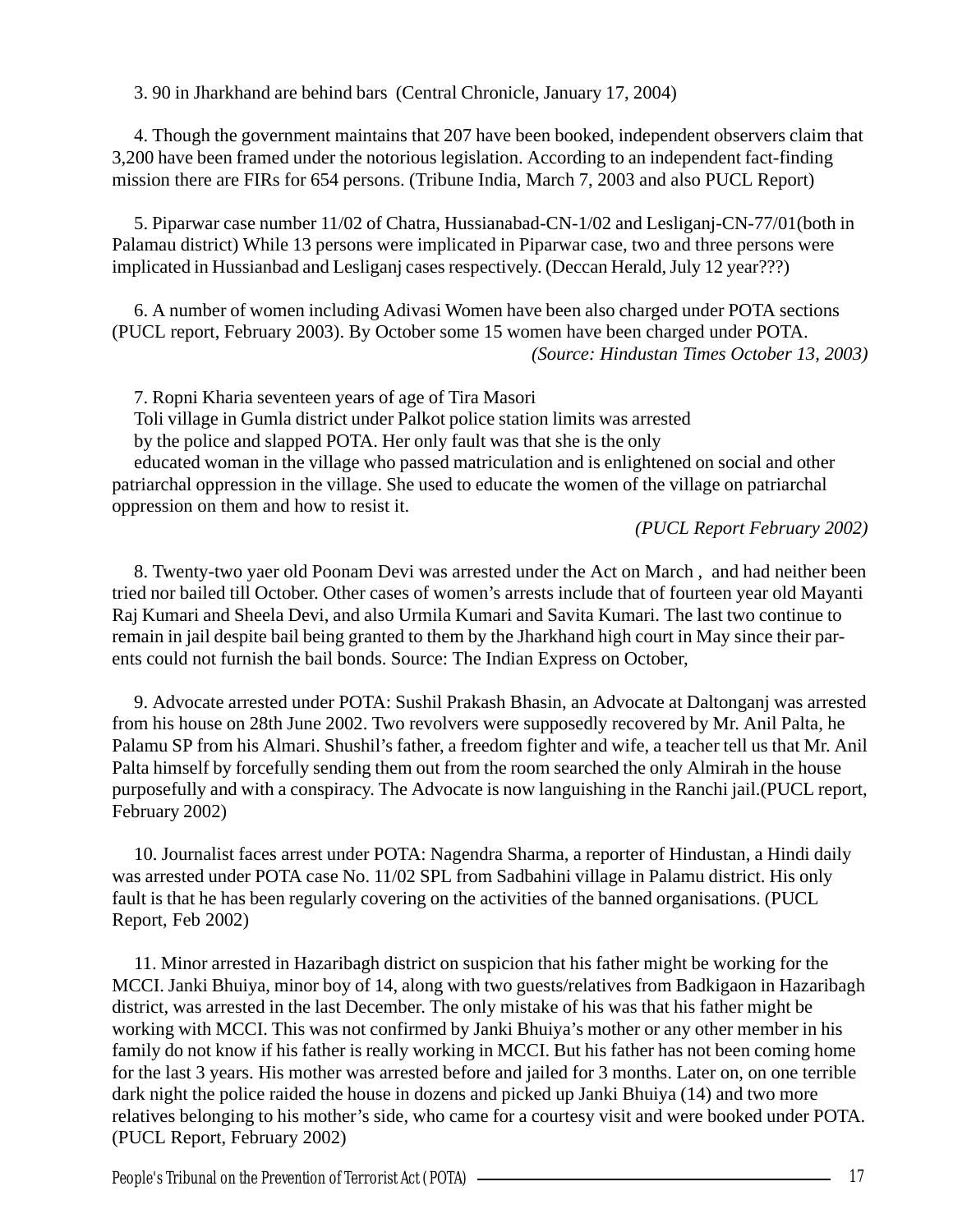3. 90 in Jharkhand are behind bars (Central Chronicle, January 17, 2004)

4. Though the government maintains that 207 have been booked, independent observers claim that 3,200 have been framed under the notorious legislation. According to an independent fact-finding mission there are FIRs for 654 persons. (Tribune India, March 7, 2003 and also PUCL Report)

5. Piparwar case number 11/02 of Chatra, Hussianabad-CN-1/02 and Lesliganj-CN-77/01(both in Palamau district) While 13 persons were implicated in Piparwar case, two and three persons were implicated in Hussianbad and Lesliganj cases respectively. (Deccan Herald, July 12 year???)

6. A number of women including Adivasi Women have been also charged under POTA sections (PUCL report, February 2003). By October some 15 women have been charged under POTA.

*(Source: Hindustan Times October 13, 2003)*

7. Ropni Kharia seventeen years of age of Tira Masori Toli village in Gumla district under Palkot police station limits was arrested by the police and slapped POTA. Her only fault was that she is the only educated woman in the village who passed matriculation and is enlightened on social and other patriarchal oppression in the village. She used to educate the women of the village on patriarchal oppression on them and how to resist it.

*(PUCL Report February 2002)*

8. Twenty-two yaer old Poonam Devi was arrested under the Act on March , and had neither been tried nor bailed till October. Other cases of women's arrests include that of fourteen year old Mayanti Raj Kumari and Sheela Devi, and also Urmila Kumari and Savita Kumari. The last two continue to remain in jail despite bail being granted to them by the Jharkhand high court in May since their parents could not furnish the bail bonds. Source: The Indian Express on October,

9. Advocate arrested under POTA: Sushil Prakash Bhasin, an Advocate at Daltonganj was arrested from his house on 28th June 2002. Two revolvers were supposedly recovered by Mr. Anil Palta, he Palamu SP from his Almari. Shushil's father, a freedom fighter and wife, a teacher tell us that Mr. Anil Palta himself by forcefully sending them out from the room searched the only Almirah in the house purposefully and with a conspiracy. The Advocate is now languishing in the Ranchi jail.(PUCL report, February 2002)

10. Journalist faces arrest under POTA: Nagendra Sharma, a reporter of Hindustan, a Hindi daily was arrested under POTA case No. 11/02 SPL from Sadbahini village in Palamu district. His only fault is that he has been regularly covering on the activities of the banned organisations. (PUCL Report, Feb 2002)

11. Minor arrested in Hazaribagh district on suspicion that his father might be working for the MCCI. Janki Bhuiya, minor boy of 14, along with two guests/relatives from Badkigaon in Hazaribagh district, was arrested in the last December. The only mistake of his was that his father might be working with MCCI. This was not confirmed by Janki Bhuiya's mother or any other member in his family do not know if his father is really working in MCCI. But his father has not been coming home for the last 3 years. His mother was arrested before and jailed for 3 months. Later on, on one terrible dark night the police raided the house in dozens and picked up Janki Bhuiya (14) and two more relatives belonging to his mother's side, who came for a courtesy visit and were booked under POTA. (PUCL Report, February 2002)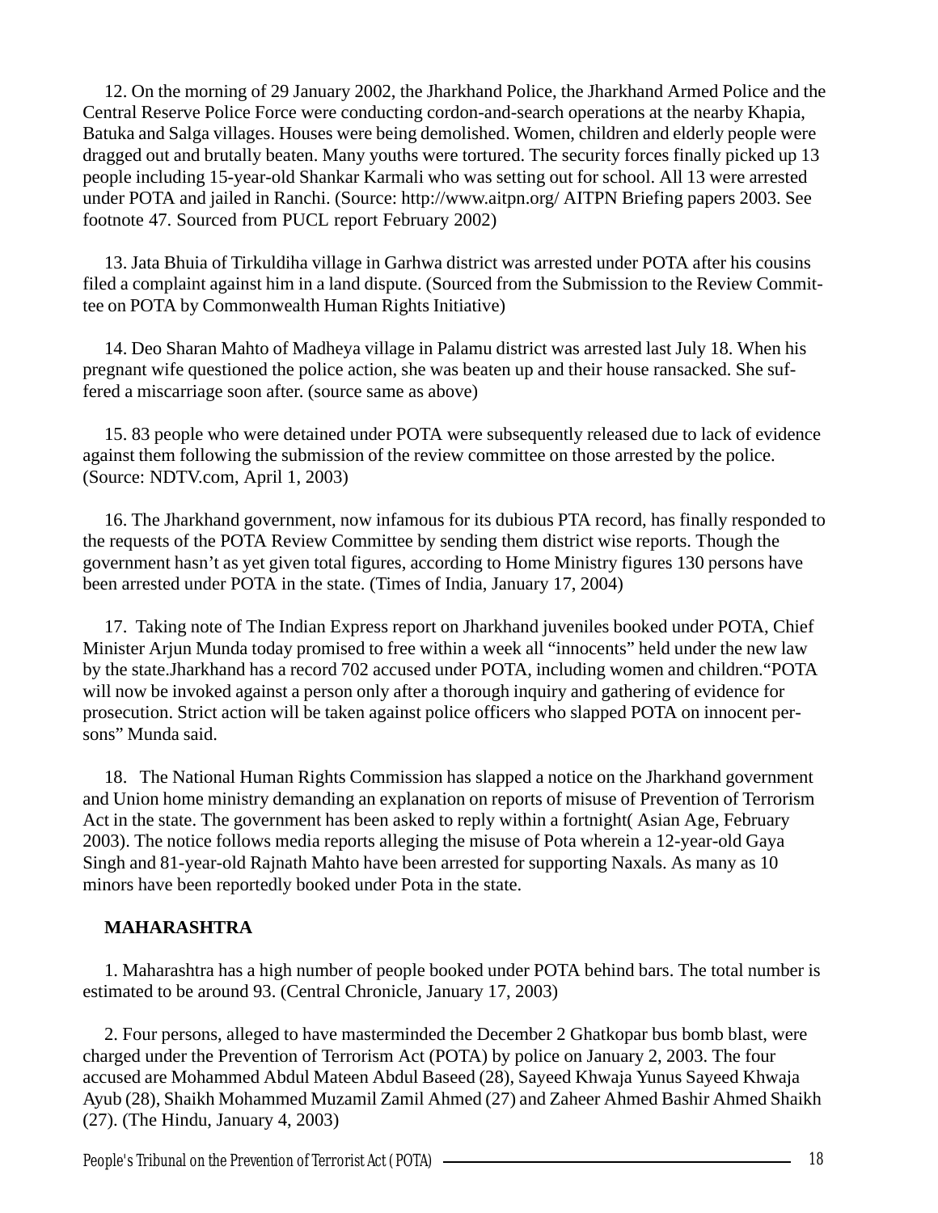12. On the morning of 29 January 2002, the Jharkhand Police, the Jharkhand Armed Police and the Central Reserve Police Force were conducting cordon-and-search operations at the nearby Khapia, Batuka and Salga villages. Houses were being demolished. Women, children and elderly people were dragged out and brutally beaten. Many youths were tortured. The security forces finally picked up 13 people including 15-year-old Shankar Karmali who was setting out for school. All 13 were arrested under POTA and jailed in Ranchi. (Source: http://www.aitpn.org/ AITPN Briefing papers 2003. See footnote 47. Sourced from PUCL report February 2002)

13. Jata Bhuia of Tirkuldiha village in Garhwa district was arrested under POTA after his cousins filed a complaint against him in a land dispute. (Sourced from the Submission to the Review Committee on POTA by Commonwealth Human Rights Initiative)

14. Deo Sharan Mahto of Madheya village in Palamu district was arrested last July 18. When his pregnant wife questioned the police action, she was beaten up and their house ransacked. She suffered a miscarriage soon after. (source same as above)

15. 83 people who were detained under POTA were subsequently released due to lack of evidence against them following the submission of the review committee on those arrested by the police. (Source: NDTV.com, April 1, 2003)

16. The Jharkhand government, now infamous for its dubious PTA record, has finally responded to the requests of the POTA Review Committee by sending them district wise reports. Though the government hasn't as yet given total figures, according to Home Ministry figures 130 persons have been arrested under POTA in the state. (Times of India, January 17, 2004)

17. Taking note of The Indian Express report on Jharkhand juveniles booked under POTA, Chief Minister Arjun Munda today promised to free within a week all "innocents" held under the new law by the state.Jharkhand has a record 702 accused under POTA, including women and children."POTA will now be invoked against a person only after a thorough inquiry and gathering of evidence for prosecution. Strict action will be taken against police officers who slapped POTA on innocent persons" Munda said.

18. The National Human Rights Commission has slapped a notice on the Jharkhand government and Union home ministry demanding an explanation on reports of misuse of Prevention of Terrorism Act in the state. The government has been asked to reply within a fortnight( Asian Age, February 2003). The notice follows media reports alleging the misuse of Pota wherein a 12-year-old Gaya Singh and 81-year-old Rajnath Mahto have been arrested for supporting Naxals. As many as 10 minors have been reportedly booked under Pota in the state.

**MAHARASHTRA**

1. Maharashtra has a high number of people booked under POTA behind bars. The total number is estimated to be around 93. (Central Chronicle, January 17, 2003)

2. Four persons, alleged to have masterminded the December 2 Ghatkopar bus bomb blast, were charged under the Prevention of Terrorism Act (POTA) by police on January 2, 2003. The four accused are Mohammed Abdul Mateen Abdul Baseed (28), Sayeed Khwaja Yunus Sayeed Khwaja Ayub (28), Shaikh Mohammed Muzamil Zamil Ahmed (27) and Zaheer Ahmed Bashir Ahmed Shaikh (27). (The Hindu, January 4, 2003)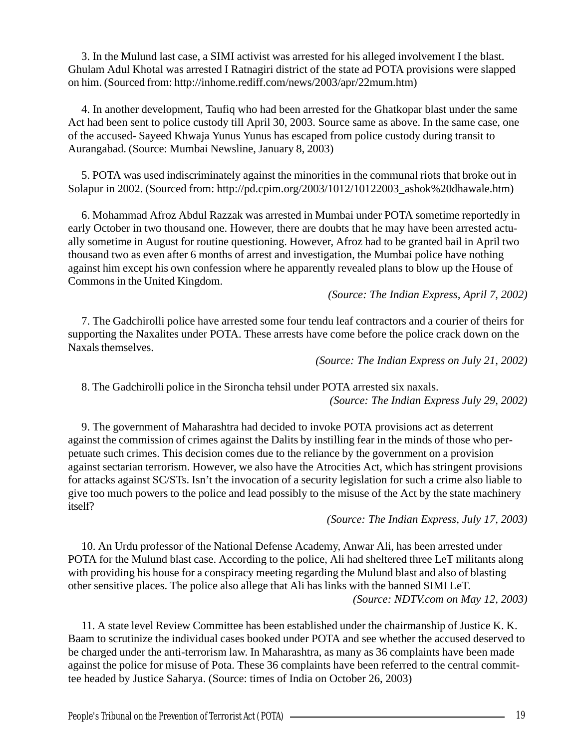3. In the Mulund last case, a SIMI activist was arrested for his alleged involvement I the blast. Ghulam Adul Khotal was arrested I Ratnagiri district of the state ad POTA provisions were slapped on him. (Sourced from: http://inhome.rediff.com/news/2003/apr/22mum.htm)

4. In another development, Taufiq who had been arrested for the Ghatkopar blast under the same Act had been sent to police custody till April 30, 2003. Source same as above. In the same case, one of the accused- Sayeed Khwaja Yunus Yunus has escaped from police custody during transit to Aurangabad. (Source: Mumbai Newsline, January 8, 2003)

5. POTA was used indiscriminately against the minorities in the communal riots that broke out in Solapur in 2002. (Sourced from: http://pd.cpim.org/2003/1012/10122003_ashok%20dhawale.htm)

6. Mohammad Afroz Abdul Razzak was arrested in Mumbai under POTA sometime reportedly in early October in two thousand one. However, there are doubts that he may have been arrested actually sometime in August for routine questioning. However, Afroz had to be granted bail in April two thousand two as even after 6 months of arrest and investigation, the Mumbai police have nothing against him except his own confession where he apparently revealed plans to blow up the House of Commons in the United Kingdom.

*(Source: The Indian Express, April 7, 2002)*

7. The Gadchirolli police have arrested some four tendu leaf contractors and a courier of theirs for supporting the Naxalites under POTA. These arrests have come before the police crack down on the Naxals themselves.

*(Source: The Indian Express on July 21, 2002)*

8. The Gadchirolli police in the Sironcha tehsil under POTA arrested six naxals.

*(Source: The Indian Express July 29, 2002)*

9. The government of Maharashtra had decided to invoke POTA provisions act as deterrent against the commission of crimes against the Dalits by instilling fear in the minds of those who perpetuate such crimes. This decision comes due to the reliance by the government on a provision against sectarian terrorism. However, we also have the Atrocities Act, which has stringent provisions for attacks against SC/STs. Isn't the invocation of a security legislation for such a crime also liable to give too much powers to the police and lead possibly to the misuse of the Act by the state machinery itself?

*(Source: The Indian Express, July 17, 2003)*

10. An Urdu professor of the National Defense Academy, Anwar Ali, has been arrested under POTA for the Mulund blast case. According to the police, Ali had sheltered three LeT militants along with providing his house for a conspiracy meeting regarding the Mulund blast and also of blasting other sensitive places. The police also allege that Ali has links with the banned SIMI LeT.

*(Source: NDTV.com on May 12, 2003)*

11. A state level Review Committee has been established under the chairmanship of Justice K. K. Baam to scrutinize the individual cases booked under POTA and see whether the accused deserved to be charged under the anti-terrorism law. In Maharashtra, as many as 36 complaints have been made against the police for misuse of Pota. These 36 complaints have been referred to the central committee headed by Justice Saharya. (Source: times of India on October 26, 2003)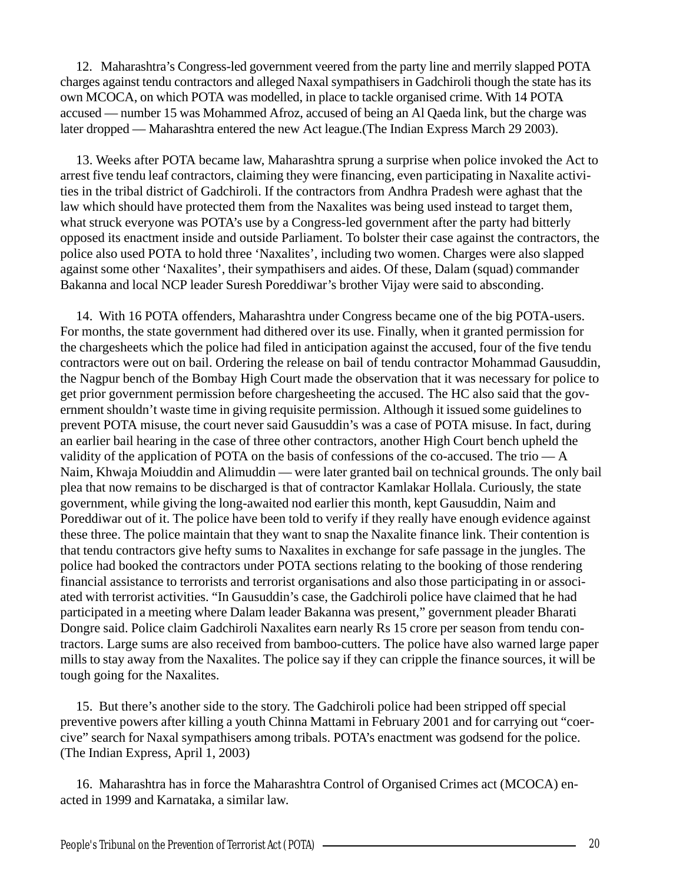12. Maharashtra's Congress-led government veered from the party line and merrily slapped POTA charges against tendu contractors and alleged Naxal sympathisers in Gadchiroli though the state has its own MCOCA, on which POTA was modelled, in place to tackle organised crime. With 14 POTA accused — number 15 was Mohammed Afroz, accused of being an Al Qaeda link, but the charge was later dropped — Maharashtra entered the new Act league.(The Indian Express March 29 2003).

13. Weeks after POTA became law, Maharashtra sprung a surprise when police invoked the Act to arrest five tendu leaf contractors, claiming they were financing, even participating in Naxalite activities in the tribal district of Gadchiroli. If the contractors from Andhra Pradesh were aghast that the law which should have protected them from the Naxalites was being used instead to target them, what struck everyone was POTA's use by a Congress-led government after the party had bitterly opposed its enactment inside and outside Parliament. To bolster their case against the contractors, the police also used POTA to hold three 'Naxalites', including two women. Charges were also slapped against some other 'Naxalites', their sympathisers and aides. Of these, Dalam (squad) commander Bakanna and local NCP leader Suresh Poreddiwar's brother Vijay were said to absconding.

14. With 16 POTA offenders, Maharashtra under Congress became one of the big POTA-users. For months, the state government had dithered over its use. Finally, when it granted permission for the chargesheets which the police had filed in anticipation against the accused, four of the five tendu contractors were out on bail. Ordering the release on bail of tendu contractor Mohammad Gausuddin, the Nagpur bench of the Bombay High Court made the observation that it was necessary for police to get prior government permission before chargesheeting the accused. The HC also said that the government shouldn't waste time in giving requisite permission. Although it issued some guidelines to prevent POTA misuse, the court never said Gausuddin's was a case of POTA misuse. In fact, during an earlier bail hearing in the case of three other contractors, another High Court bench upheld the validity of the application of POTA on the basis of confessions of the co-accused. The trio — A Naim, Khwaja Moiuddin and Alimuddin — were later granted bail on technical grounds. The only bail plea that now remains to be discharged is that of contractor Kamlakar Hollala. Curiously, the state government, while giving the long-awaited nod earlier this month, kept Gausuddin, Naim and Poreddiwar out of it. The police have been told to verify if they really have enough evidence against these three. The police maintain that they want to snap the Naxalite finance link. Their contention is that tendu contractors give hefty sums to Naxalites in exchange for safe passage in the jungles. The police had booked the contractors under POTA sections relating to the booking of those rendering financial assistance to terrorists and terrorist organisations and also those participating in or associated with terrorist activities. "In Gausuddin's case, the Gadchiroli police have claimed that he had participated in a meeting where Dalam leader Bakanna was present," government pleader Bharati Dongre said. Police claim Gadchiroli Naxalites earn nearly Rs 15 crore per season from tendu contractors. Large sums are also received from bamboo-cutters. The police have also warned large paper mills to stay away from the Naxalites. The police say if they can cripple the finance sources, it will be tough going for the Naxalites.

15. But there's another side to the story. The Gadchiroli police had been stripped off special preventive powers after killing a youth Chinna Mattami in February 2001 and for carrying out "coercive" search for Naxal sympathisers among tribals. POTA's enactment was godsend for the police. (The Indian Express, April 1, 2003)

16. Maharashtra has in force the Maharashtra Control of Organised Crimes act (MCOCA) enacted in 1999 and Karnataka, a similar law.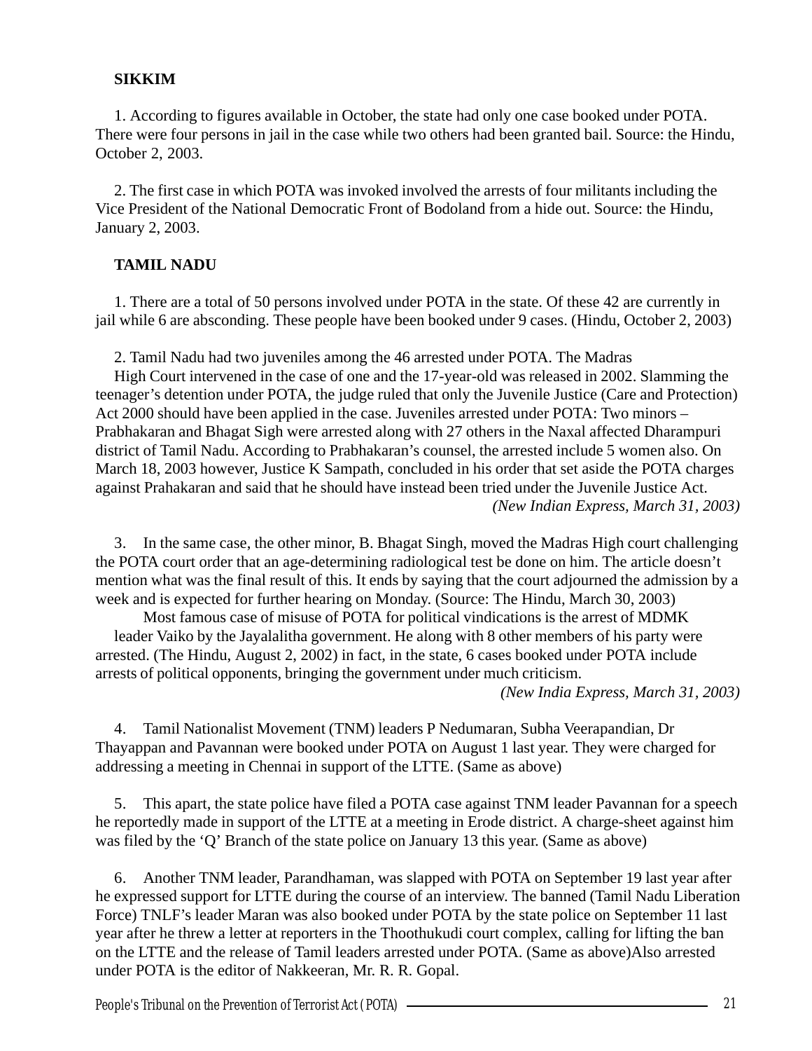**SIKKIM**

1. According to figures available in October, the state had only one case booked under POTA. There were four persons in jail in the case while two others had been granted bail. Source: the Hindu, October 2, 2003.

2. The first case in which POTA was invoked involved the arrests of four militants including the Vice President of the National Democratic Front of Bodoland from a hide out. Source: the Hindu, January 2, 2003.

**TAMIL NADU**

1. There are a total of 50 persons involved under POTA in the state. Of these 42 are currently in jail while 6 are absconding. These people have been booked under 9 cases. (Hindu, October 2, 2003)

2. Tamil Nadu had two juveniles among the 46 arrested under POTA. The Madras High Court intervened in the case of one and the 17-year-old was released in 2002. Slamming the teenager's detention under POTA, the judge ruled that only the Juvenile Justice (Care and Protection) Act 2000 should have been applied in the case. Juveniles arrested under POTA: Two minors – Prabhakaran and Bhagat Sigh were arrested along with 27 others in the Naxal affected Dharampuri district of Tamil Nadu. According to Prabhakaran's counsel, the arrested include 5 women also. On March 18, 2003 however, Justice K Sampath, concluded in his order that set aside the POTA charges against Prahakaran and said that he should have instead been tried under the Juvenile Justice Act.

*(New Indian Express, March 31, 2003)*

3. In the same case, the other minor, B. Bhagat Singh, moved the Madras High court challenging the POTA court order that an age-determining radiological test be done on him. The article doesn't mention what was the final result of this. It ends by saying that the court adjourned the admission by a week and is expected for further hearing on Monday. (Source: The Hindu, March 30, 2003)

Most famous case of misuse of POTA for political vindications is the arrest of MDMK leader Vaiko by the Jayalalitha government. He along with 8 other members of his party were arrested. (The Hindu, August 2, 2002) in fact, in the state, 6 cases booked under POTA include arrests of political opponents, bringing the government under much criticism.

*(New India Express, March 31, 2003)*

4. Tamil Nationalist Movement (TNM) leaders P Nedumaran, Subha Veerapandian, Dr Thayappan and Pavannan were booked under POTA on August 1 last year. They were charged for addressing a meeting in Chennai in support of the LTTE. (Same as above)

5. This apart, the state police have filed a POTA case against TNM leader Pavannan for a speech he reportedly made in support of the LTTE at a meeting in Erode district. A charge-sheet against him was filed by the 'Q' Branch of the state police on January 13 this year. (Same as above)

6. Another TNM leader, Parandhaman, was slapped with POTA on September 19 last year after he expressed support for LTTE during the course of an interview. The banned (Tamil Nadu Liberation Force) TNLF's leader Maran was also booked under POTA by the state police on September 11 last year after he threw a letter at reporters in the Thoothukudi court complex, calling for lifting the ban on the LTTE and the release of Tamil leaders arrested under POTA. (Same as above)Also arrested under POTA is the editor of Nakkeeran, Mr. R. R. Gopal.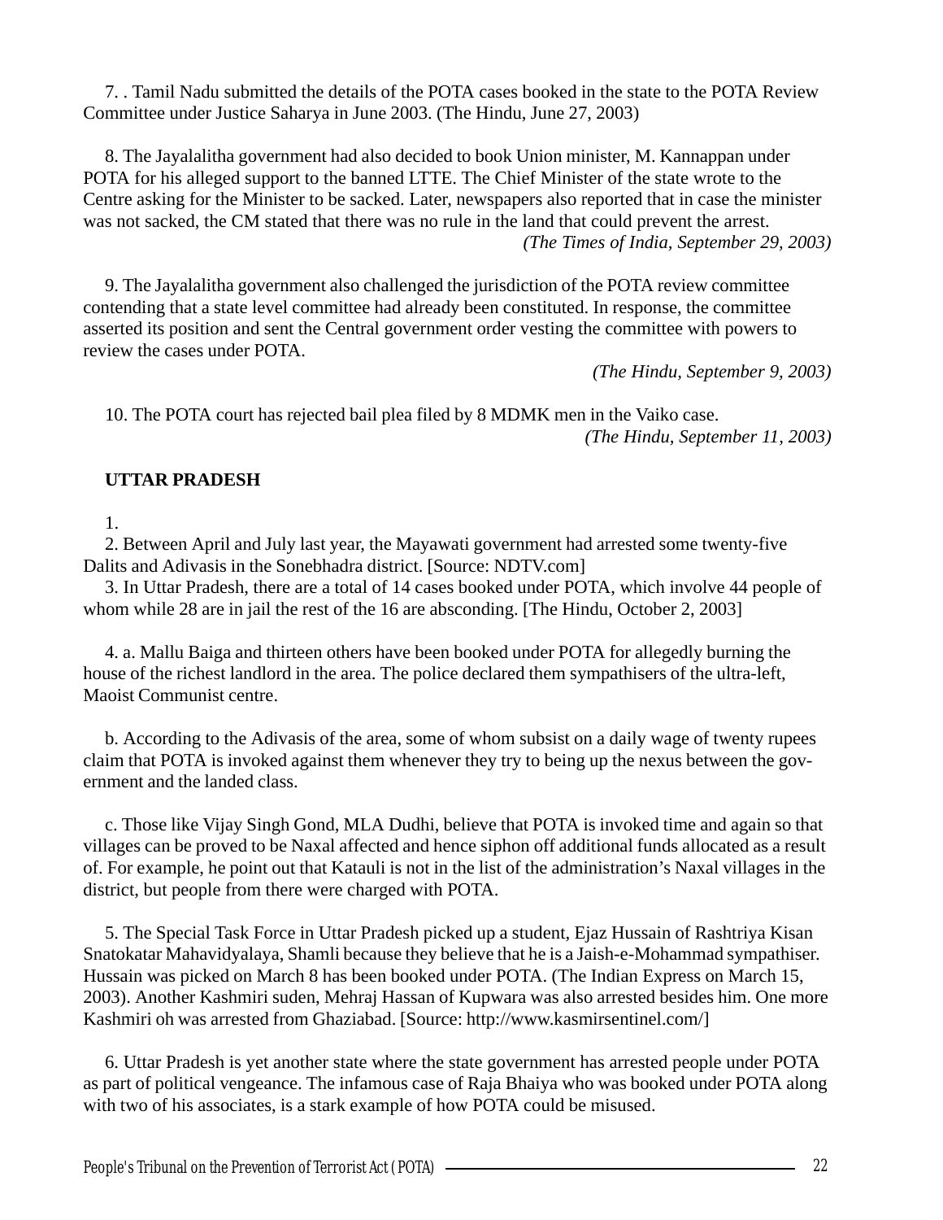7. . Tamil Nadu submitted the details of the POTA cases booked in the state to the POTA Review Committee under Justice Saharya in June 2003. (The Hindu, June 27, 2003)

8. The Jayalalitha government had also decided to book Union minister, M. Kannappan under POTA for his alleged support to the banned LTTE. The Chief Minister of the state wrote to the Centre asking for the Minister to be sacked. Later, newspapers also reported that in case the minister was not sacked, the CM stated that there was no rule in the land that could prevent the arrest.

*(The Times of India, September 29, 2003)*

9. The Jayalalitha government also challenged the jurisdiction of the POTA review committee contending that a state level committee had already been constituted. In response, the committee asserted its position and sent the Central government order vesting the committee with powers to review the cases under POTA.

*(The Hindu, September 9, 2003)*

10. The POTA court has rejected bail plea filed by 8 MDMK men in the Vaiko case.

*(The Hindu, September 11, 2003)*

**UTTAR PRADESH**

1.

2. Between April and July last year, the Mayawati government had arrested some twenty-five Dalits and Adivasis in the Sonebhadra district. [Source: NDTV.com]

3. In Uttar Pradesh, there are a total of 14 cases booked under POTA, which involve 44 people of whom while 28 are in jail the rest of the 16 are absconding. [The Hindu, October 2, 2003]

4. a. Mallu Baiga and thirteen others have been booked under POTA for allegedly burning the house of the richest landlord in the area. The police declared them sympathisers of the ultra-left, Maoist Communist centre.

b. According to the Adivasis of the area, some of whom subsist on a daily wage of twenty rupees claim that POTA is invoked against them whenever they try to being up the nexus between the government and the landed class.

c. Those like Vijay Singh Gond, MLA Dudhi, believe that POTA is invoked time and again so that villages can be proved to be Naxal affected and hence siphon off additional funds allocated as a result of. For example, he point out that Katauli is not in the list of the administration's Naxal villages in the district, but people from there were charged with POTA.

5. The Special Task Force in Uttar Pradesh picked up a student, Ejaz Hussain of Rashtriya Kisan Snatokatar Mahavidyalaya, Shamli because they believe that he is a Jaish-e-Mohammad sympathiser. Hussain was picked on March 8 has been booked under POTA. (The Indian Express on March 15, 2003). Another Kashmiri suden, Mehraj Hassan of Kupwara was also arrested besides him. One more Kashmiri oh was arrested from Ghaziabad. [Source: http://www.kasmirsentinel.com/]

6. Uttar Pradesh is yet another state where the state government has arrested people under POTA as part of political vengeance. The infamous case of Raja Bhaiya who was booked under POTA along with two of his associates, is a stark example of how POTA could be misused.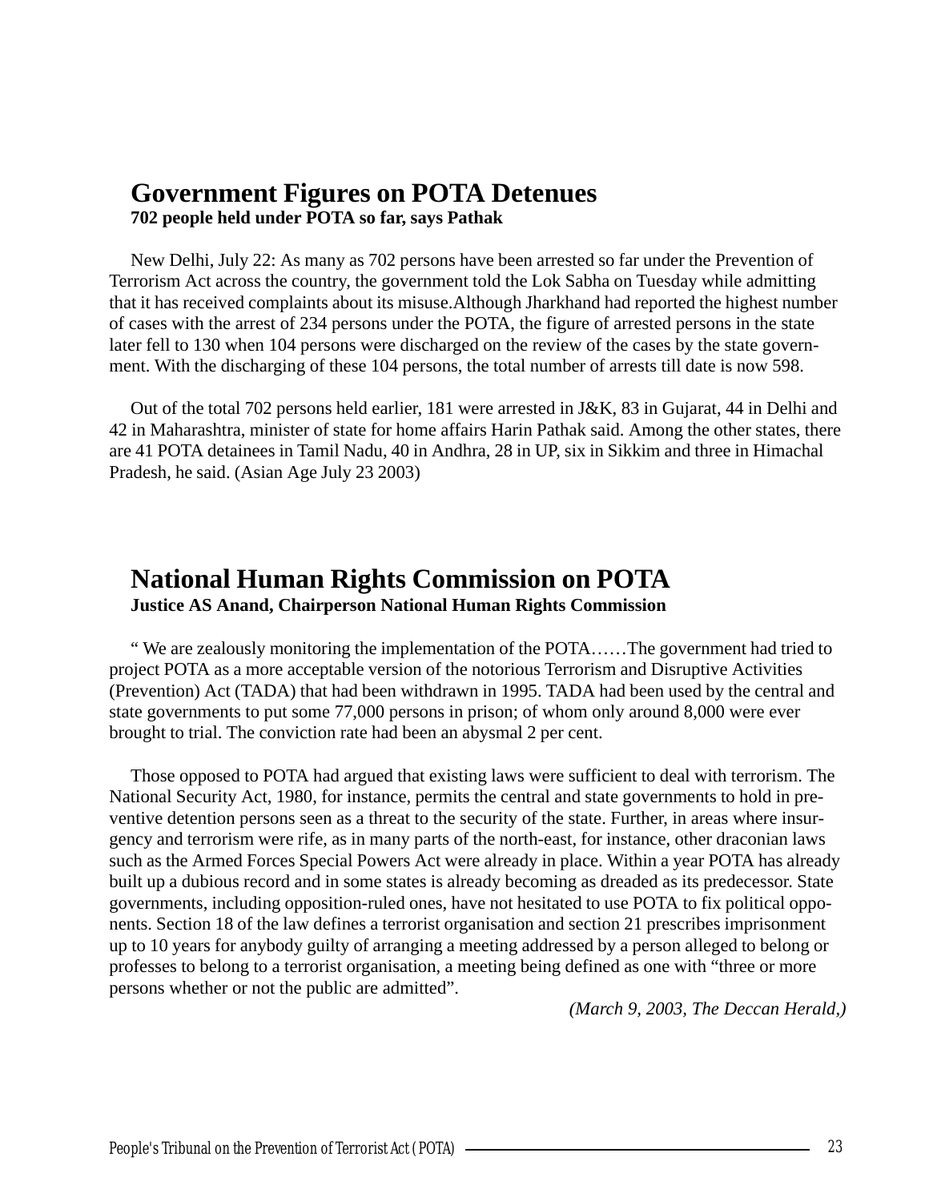## Government Figures on POTA Detenues

**702 people held under POTA so far, says Pathak**

New Delhi, July 22: As many as 702 persons have been arrested so far under the Prevention of Terrorism Act across the country, the government told the Lok Sabha on Tuesday while admitting that it has received complaints about its misuse.Although Jharkhand had reported the highest number of cases with the arrest of 234 persons under the POTA, the figure of arrested persons in the state later fell to 130 when 104 persons were discharged on the review of the cases by the state government. With the discharging of these 104 persons, the total number of arrests till date is now 598.

Out of the total 702 persons held earlier, 181 were arrested in J&K, 83 in Gujarat, 44 in Delhi and 42 in Maharashtra, minister of state for home affairs Harin Pathak said. Among the other states, there are 41 POTA detainees in Tamil Nadu, 40 in Andhra, 28 in UP, six in Sikkim and three in Himachal Pradesh, he said. (Asian Age July 23 2003)

## National Human Rights Commission on POTA

**Justice AS Anand, Chairperson National Human Rights Commission**

" We are zealously monitoring the implementation of the POTA……The government had tried to project POTA as a more acceptable version of the notorious Terrorism and Disruptive Activities (Prevention) Act (TADA) that had been withdrawn in 1995. TADA had been used by the central and state governments to put some 77,000 persons in prison; of whom only around 8,000 were ever brought to trial. The conviction rate had been an abysmal 2 per cent.

Those opposed to POTA had argued that existing laws were sufficient to deal with terrorism. The National Security Act, 1980, for instance, permits the central and state governments to hold in preventive detention persons seen as a threat to the security of the state. Further, in areas where insurgency and terrorism were rife, as in many parts of the north-east, for instance, other draconian laws such as the Armed Forces Special Powers Act were already in place. Within a year POTA has already built up a dubious record and in some states is already becoming as dreaded as its predecessor. State governments, including opposition-ruled ones, have not hesitated to use POTA to fix political opponents. Section 18 of the law defines a terrorist organisation and section 21 prescribes imprisonment up to 10 years for anybody guilty of arranging a meeting addressed by a person alleged to belong or professes to belong to a terrorist organisation, a meeting being defined as one with "three or more persons whether or not the public are admitted".

*(March 9, 2003, The Deccan Herald,)*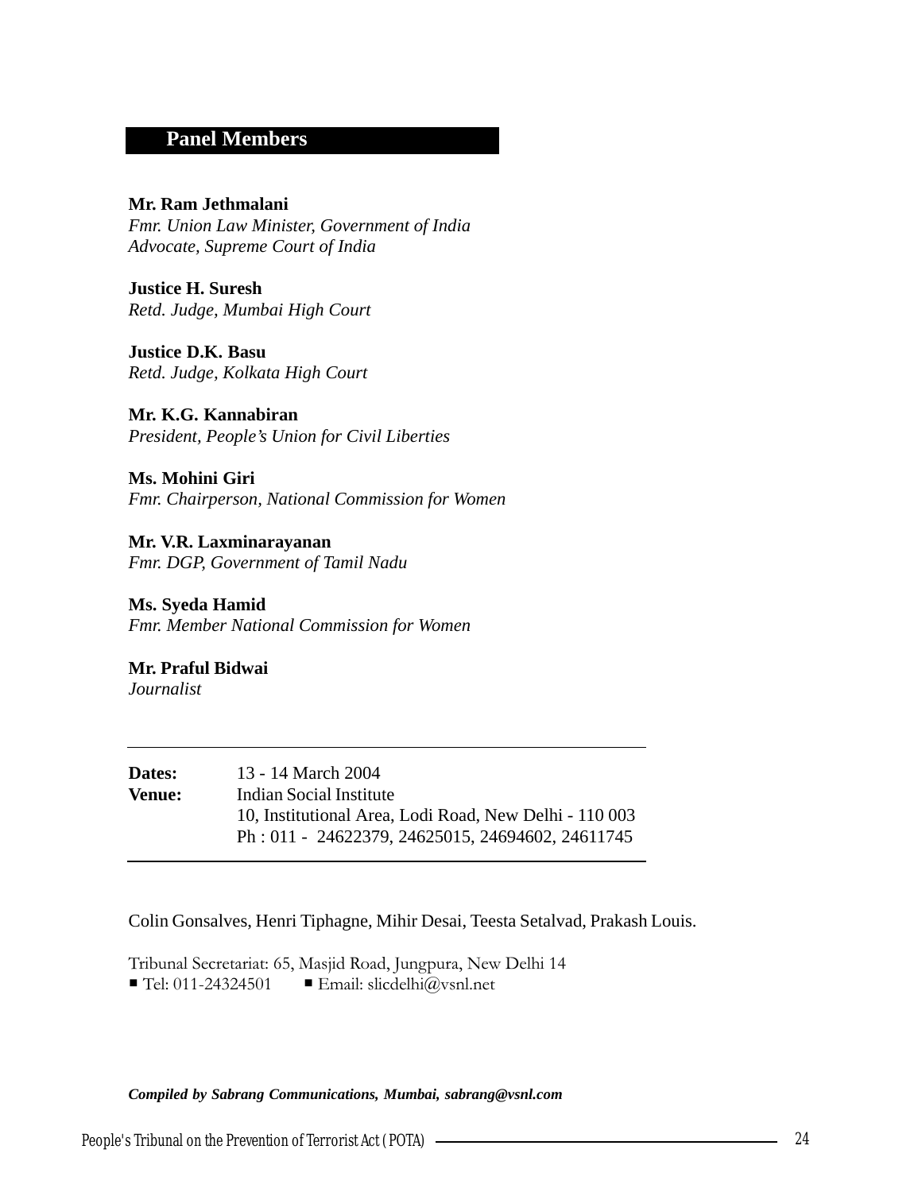## Panel Members

**Mr. Ram Jethmalani**
*Fmr. Union Law Minister, Government of India*
*Advocate, Supreme Court of India*

**Justice H. Suresh**
*Retd. Judge, Mumbai High Court*

**Justice D.K. Basu**
*Retd. Judge, Kolkata High Court*

**Mr. K.G. Kannabiran**
*President, People's Union for Civil Liberties*

**Ms. Mohini Giri**
*Fmr. Chairperson, National Commission for Women*

**Mr. V.R. Laxminarayanan**
*Fmr. DGP, Government of Tamil Nadu*

**Ms. Syeda Hamid**
*Fmr. Member National Commission for Women*

**Mr. Praful Bidwai**
*Journalist*

---

**Dates:** 13 - 14 March 2004
**Venue:** Indian Social Institute
10, Institutional Area, Lodi Road, New Delhi - 110 003
Ph : 011 - 24622379, 24625015, 24694602, 24611745

---

Colin Gonsalves, Henri Tiphagne, Mihir Desai, Teesta Setalvad, Prakash Louis.

Tribunal Secretariat: 65, Masjid Road, Jungpura, New Delhi 14
■ Tel: 011-24324501 ■ Email: slicdelhi@vsnl.net

***Compiled by Sabrang Communications, Mumbai, sabrang@vsnl.com***